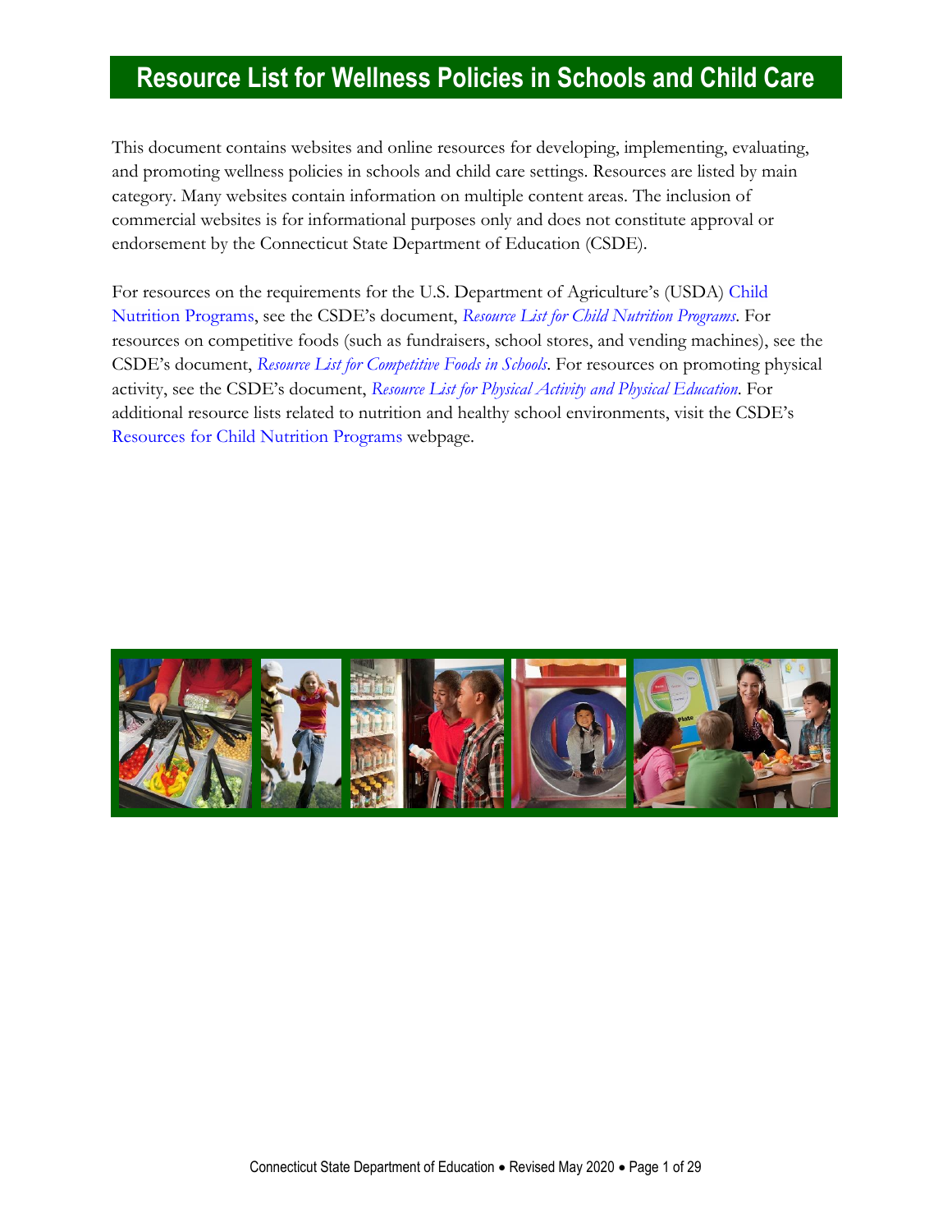# Resource List for Wellness Policies in Schools and Child Care

This document contains websites and online resources for developing, implementing, evaluating, and promoting wellness policies in schools and child care settings. Resources are listed by main category. Many websites contain information on multiple content areas. The inclusion of commercial websites is for informational purposes only and does not constitute approval or endorsement by the Connecticut State Department of Education (CSDE).

For resources on the requirements for the U.S. Department of Agriculture's (USDA) Child Nutrition Programs, see the CSDE's document, *Resource List for Child Nutrition Programs*. For resources on competitive foods (such as fundraisers, school stores, and vending machines), see the CSDE's document, *Resource List for Competitive Foods in Schools*. For resources on promoting physical activity, see the CSDE's document, *Resource List for Physical Activity and Physical Education*. For additional resource lists related to nutrition and healthy school environments, visit the CSDE's Resources for Child Nutrition Programs webpage.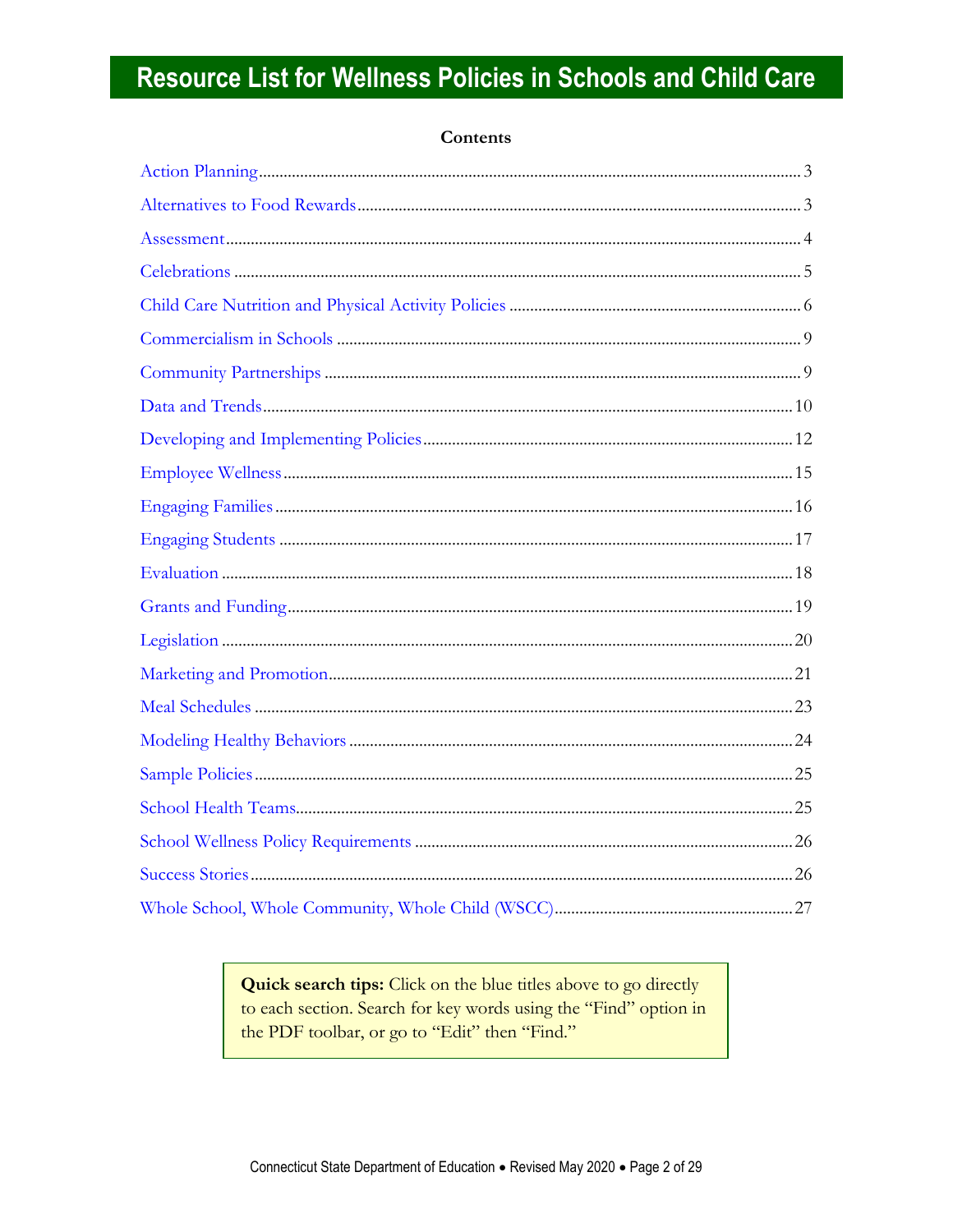# Resource List for Wellness Policies in Schools and Child Care

**Contents**

| Section | Page |
|---|---|
| Action Planning | 3 |
| Alternatives to Food Rewards | 3 |
| Assessment | 4 |
| Celebrations | 5 |
| Child Care Nutrition and Physical Activity Policies | 6 |
| Commercialism in Schools | 9 |
| Community Partnerships | 9 |
| Data and Trends | 10 |
| Developing and Implementing Policies | 12 |
| Employee Wellness | 15 |
| Engaging Families | 16 |
| Engaging Students | 17 |
| Evaluation | 18 |
| Grants and Funding | 19 |
| Legislation | 20 |
| Marketing and Promotion | 21 |
| Meal Schedules | 23 |
| Modeling Healthy Behaviors | 24 |
| Sample Policies | 25 |
| School Health Teams | 25 |
| School Wellness Policy Requirements | 26 |
| Success Stories | 26 |
| Whole School, Whole Community, Whole Child (WSCC) | 27 |

**Quick search tips:** Click on the blue titles above to go directly to each section. Search for key words using the "Find" option in the PDF toolbar, or go to "Edit" then "Find."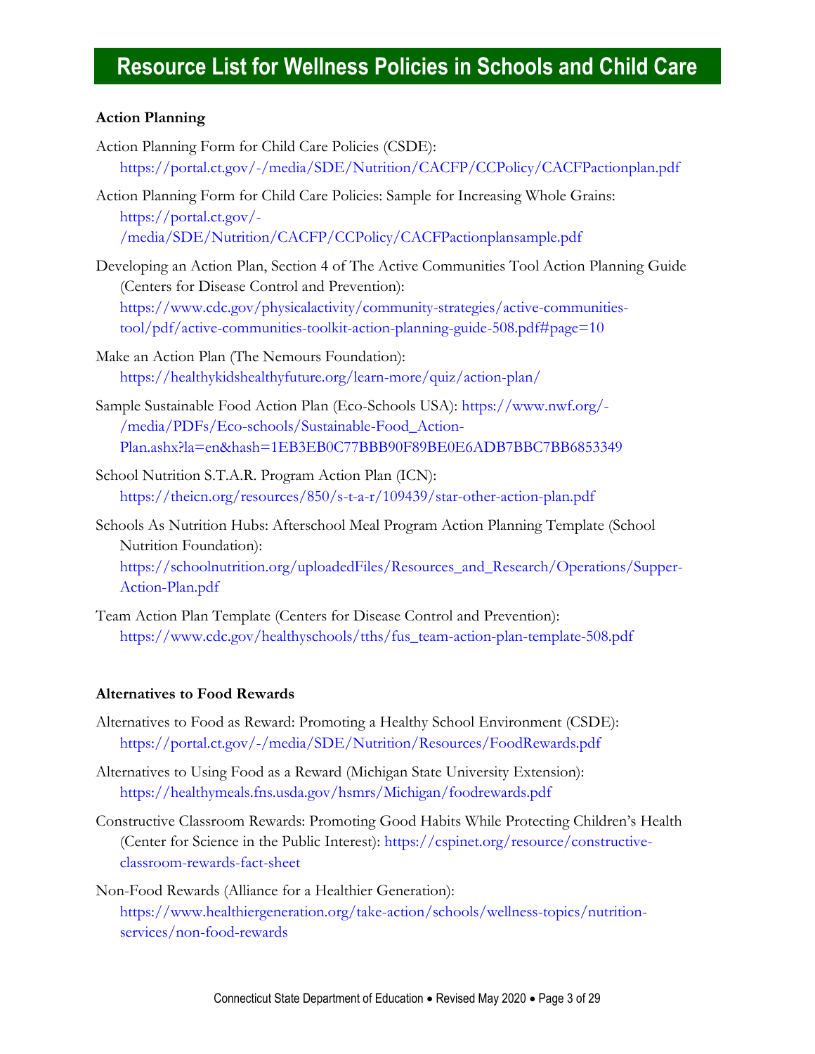# Resource List for Wellness Policies in Schools and Child Care

**Action Planning**

Action Planning Form for Child Care Policies (CSDE): https://portal.ct.gov/-/media/SDE/Nutrition/CACFP/CCPolicy/CACFPactionplan.pdf

Action Planning Form for Child Care Policies: Sample for Increasing Whole Grains: https://portal.ct.gov/-/media/SDE/Nutrition/CACFP/CCPolicy/CACFPactionplansample.pdf

Developing an Action Plan, Section 4 of The Active Communities Tool Action Planning Guide (Centers for Disease Control and Prevention): https://www.cdc.gov/physicalactivity/community-strategies/active-communities-tool/pdf/active-communities-toolkit-action-planning-guide-508.pdf#page=10

Make an Action Plan (The Nemours Foundation): https://healthykidshealthyfuture.org/learn-more/quiz/action-plan/

Sample Sustainable Food Action Plan (Eco-Schools USA): https://www.nwf.org/-/media/PDFs/Eco-schools/Sustainable-Food_Action-Plan.ashx?la=en&hash=1EB3EB0C77BBB90F89BE0E6ADB7BBC7BB6853349

School Nutrition S.T.A.R. Program Action Plan (ICN): https://theicn.org/resources/850/s-t-a-r/109439/star-other-action-plan.pdf

Schools As Nutrition Hubs: Afterschool Meal Program Action Planning Template (School Nutrition Foundation): https://schoolnutrition.org/uploadedFiles/Resources_and_Research/Operations/Supper-Action-Plan.pdf

Team Action Plan Template (Centers for Disease Control and Prevention): https://www.cdc.gov/healthyschools/tths/fus_team-action-plan-template-508.pdf

**Alternatives to Food Rewards**

Alternatives to Food as Reward: Promoting a Healthy School Environment (CSDE): https://portal.ct.gov/-/media/SDE/Nutrition/Resources/FoodRewards.pdf

Alternatives to Using Food as a Reward (Michigan State University Extension): https://healthymeals.fns.usda.gov/hsmrs/Michigan/foodrewards.pdf

Constructive Classroom Rewards: Promoting Good Habits While Protecting Children's Health (Center for Science in the Public Interest): https://cspinet.org/resource/constructive-classroom-rewards-fact-sheet

Non-Food Rewards (Alliance for a Healthier Generation): https://www.healthiergeneration.org/take-action/schools/wellness-topics/nutrition-services/non-food-rewards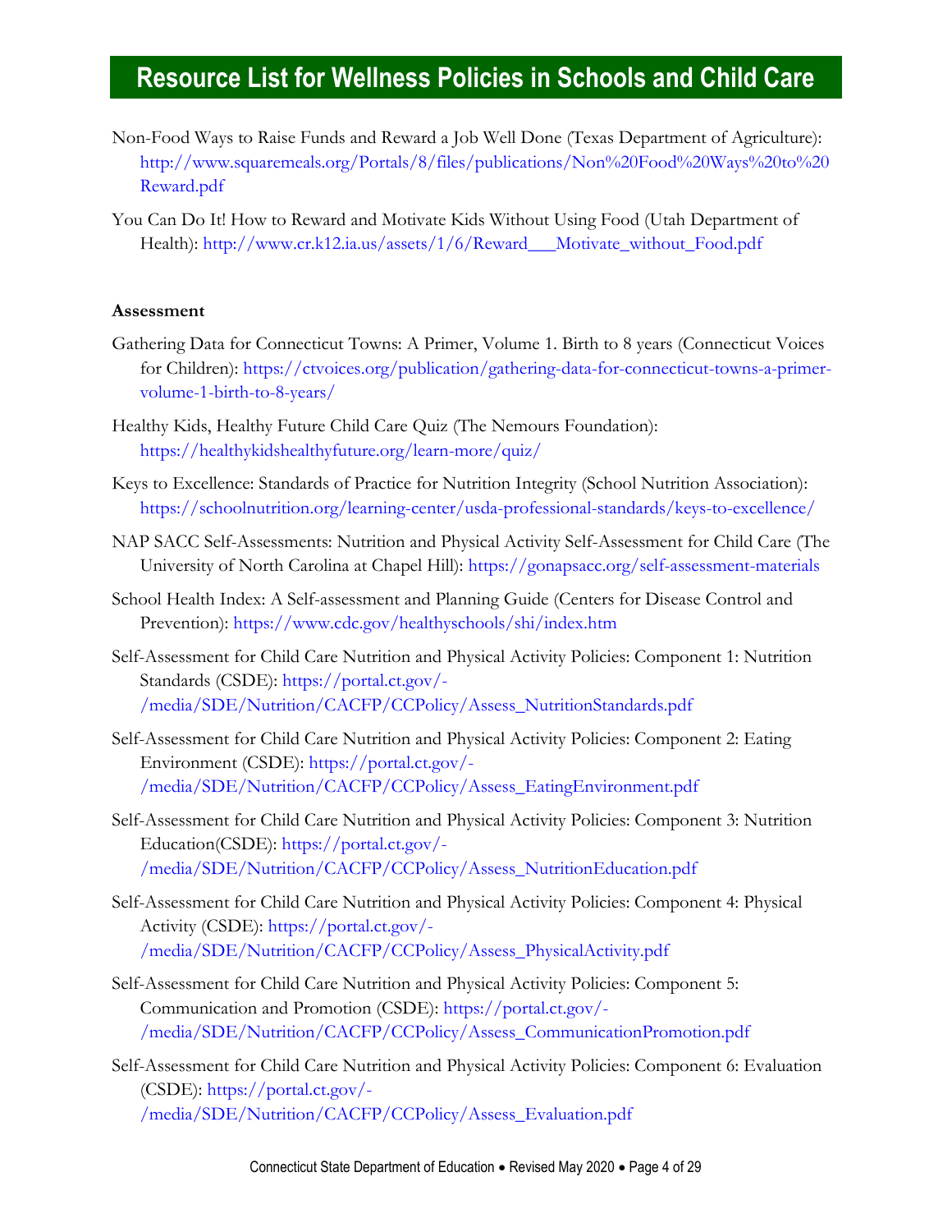# Resource List for Wellness Policies in Schools and Child Care

Non-Food Ways to Raise Funds and Reward a Job Well Done (Texas Department of Agriculture): http://www.squaremeals.org/Portals/8/files/publications/Non%20Food%20Ways%20to%20Reward.pdf

You Can Do It! How to Reward and Motivate Kids Without Using Food (Utah Department of Health): http://www.cr.k12.ia.us/assets/1/6/Reward___Motivate_without_Food.pdf

**Assessment**

Gathering Data for Connecticut Towns: A Primer, Volume 1. Birth to 8 years (Connecticut Voices for Children): https://ctvoices.org/publication/gathering-data-for-connecticut-towns-a-primer-volume-1-birth-to-8-years/

Healthy Kids, Healthy Future Child Care Quiz (The Nemours Foundation): https://healthykidshealthyfuture.org/learn-more/quiz/

Keys to Excellence: Standards of Practice for Nutrition Integrity (School Nutrition Association): https://schoolnutrition.org/learning-center/usda-professional-standards/keys-to-excellence/

NAP SACC Self-Assessments: Nutrition and Physical Activity Self-Assessment for Child Care (The University of North Carolina at Chapel Hill): https://gonapsacc.org/self-assessment-materials

School Health Index: A Self-assessment and Planning Guide (Centers for Disease Control and Prevention): https://www.cdc.gov/healthyschools/shi/index.htm

Self-Assessment for Child Care Nutrition and Physical Activity Policies: Component 1: Nutrition Standards (CSDE): https://portal.ct.gov/-/media/SDE/Nutrition/CACFP/CCPolicy/Assess_NutritionStandards.pdf

Self-Assessment for Child Care Nutrition and Physical Activity Policies: Component 2: Eating Environment (CSDE): https://portal.ct.gov/-/media/SDE/Nutrition/CACFP/CCPolicy/Assess_EatingEnvironment.pdf

Self-Assessment for Child Care Nutrition and Physical Activity Policies: Component 3: Nutrition Education(CSDE): https://portal.ct.gov/-/media/SDE/Nutrition/CACFP/CCPolicy/Assess_NutritionEducation.pdf

Self-Assessment for Child Care Nutrition and Physical Activity Policies: Component 4: Physical Activity (CSDE): https://portal.ct.gov/-/media/SDE/Nutrition/CACFP/CCPolicy/Assess_PhysicalActivity.pdf

Self-Assessment for Child Care Nutrition and Physical Activity Policies: Component 5: Communication and Promotion (CSDE): https://portal.ct.gov/-/media/SDE/Nutrition/CACFP/CCPolicy/Assess_CommunicationPromotion.pdf

Self-Assessment for Child Care Nutrition and Physical Activity Policies: Component 6: Evaluation (CSDE): https://portal.ct.gov/-/media/SDE/Nutrition/CACFP/CCPolicy/Assess_Evaluation.pdf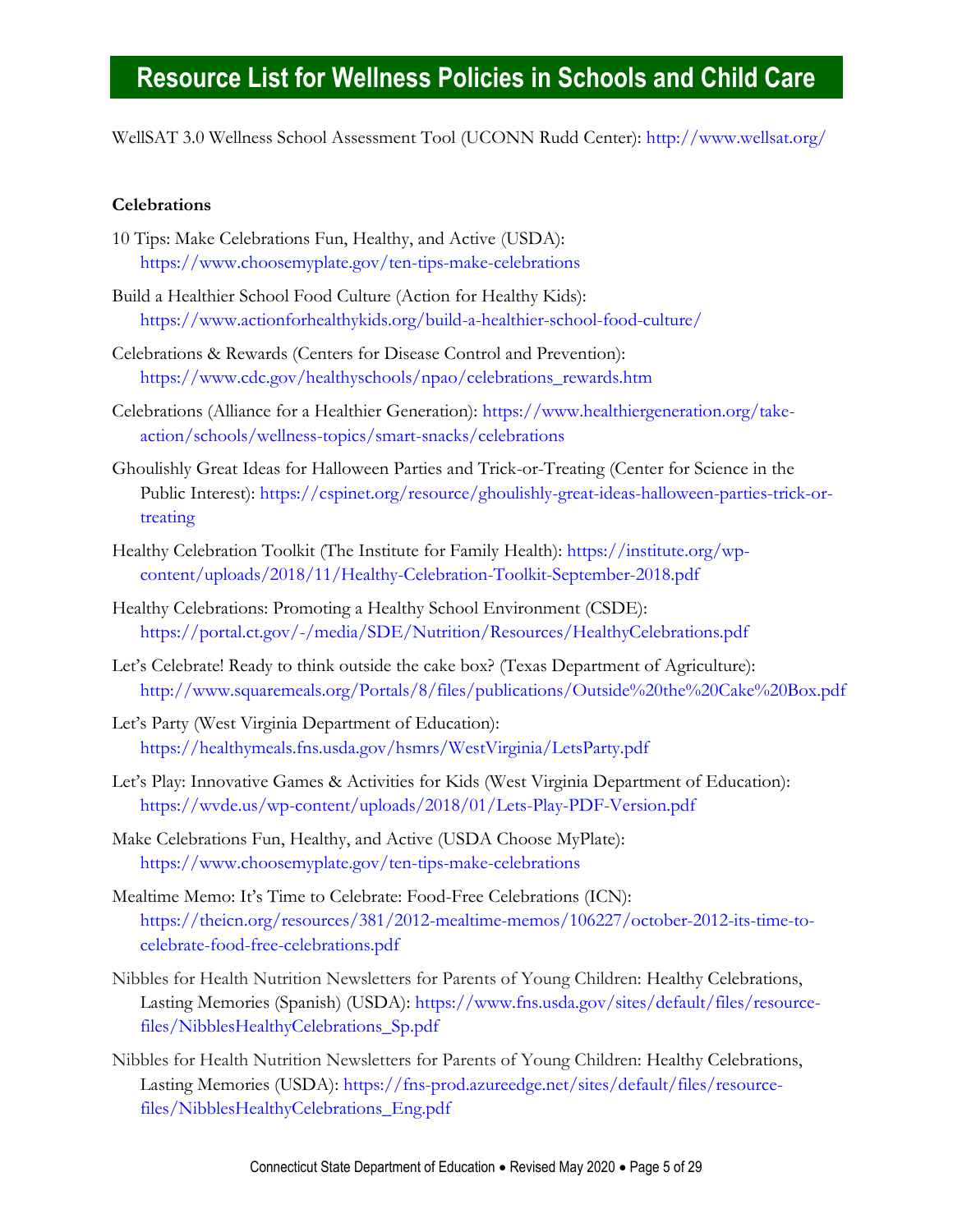# Resource List for Wellness Policies in Schools and Child Care

WellSAT 3.0 Wellness School Assessment Tool (UCONN Rudd Center): http://www.wellsat.org/

**Celebrations**

10 Tips: Make Celebrations Fun, Healthy, and Active (USDA): https://www.choosemyplate.gov/ten-tips-make-celebrations

Build a Healthier School Food Culture (Action for Healthy Kids): https://www.actionforhealthykids.org/build-a-healthier-school-food-culture/

Celebrations & Rewards (Centers for Disease Control and Prevention): https://www.cdc.gov/healthyschools/npao/celebrations_rewards.htm

Celebrations (Alliance for a Healthier Generation): https://www.healthiergeneration.org/take-action/schools/wellness-topics/smart-snacks/celebrations

Ghoulishly Great Ideas for Halloween Parties and Trick-or-Treating (Center for Science in the Public Interest): https://cspinet.org/resource/ghoulishly-great-ideas-halloween-parties-trick-or-treating

Healthy Celebration Toolkit (The Institute for Family Health): https://institute.org/wp-content/uploads/2018/11/Healthy-Celebration-Toolkit-September-2018.pdf

Healthy Celebrations: Promoting a Healthy School Environment (CSDE): https://portal.ct.gov/-/media/SDE/Nutrition/Resources/HealthyCelebrations.pdf

Let's Celebrate! Ready to think outside the cake box? (Texas Department of Agriculture): http://www.squaremeals.org/Portals/8/files/publications/Outside%20the%20Cake%20Box.pdf

Let's Party (West Virginia Department of Education): https://healthymeals.fns.usda.gov/hsmrs/WestVirginia/LetsParty.pdf

Let's Play: Innovative Games & Activities for Kids (West Virginia Department of Education): https://wvde.us/wp-content/uploads/2018/01/Lets-Play-PDF-Version.pdf

Make Celebrations Fun, Healthy, and Active (USDA Choose MyPlate): https://www.choosemyplate.gov/ten-tips-make-celebrations

Mealtime Memo: It's Time to Celebrate: Food-Free Celebrations (ICN): https://theicn.org/resources/381/2012-mealtime-memos/106227/october-2012-its-time-to-celebrate-food-free-celebrations.pdf

Nibbles for Health Nutrition Newsletters for Parents of Young Children: Healthy Celebrations, Lasting Memories (Spanish) (USDA): https://www.fns.usda.gov/sites/default/files/resource-files/NibblesHealthyCelebrations_Sp.pdf

Nibbles for Health Nutrition Newsletters for Parents of Young Children: Healthy Celebrations, Lasting Memories (USDA): https://fns-prod.azureedge.net/sites/default/files/resource-files/NibblesHealthyCelebrations_Eng.pdf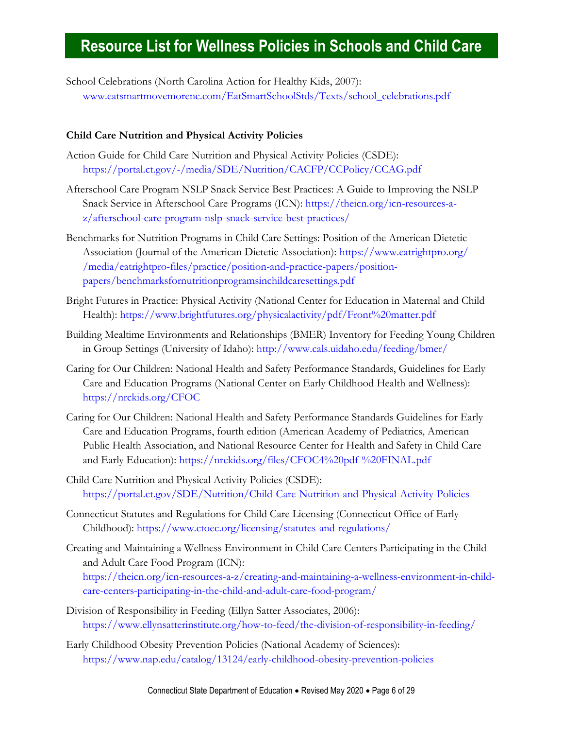School Celebrations (North Carolina Action for Healthy Kids, 2007): www.eatsmartmovemorenc.com/EatSmartSchoolStds/Texts/school_celebrations.pdf

**Child Care Nutrition and Physical Activity Policies**

Action Guide for Child Care Nutrition and Physical Activity Policies (CSDE): https://portal.ct.gov/-/media/SDE/Nutrition/CACFP/CCPolicy/CCAG.pdf

Afterschool Care Program NSLP Snack Service Best Practices: A Guide to Improving the NSLP Snack Service in Afterschool Care Programs (ICN): https://theicn.org/icn-resources-a-z/afterschool-care-program-nslp-snack-service-best-practices/

Benchmarks for Nutrition Programs in Child Care Settings: Position of the American Dietetic Association (Journal of the American Dietetic Association): https://www.eatrightpro.org/-/media/eatrightpro-files/practice/position-and-practice-papers/position-papers/benchmarksfornutritionprogramsinchildcaresettings.pdf

Bright Futures in Practice: Physical Activity (National Center for Education in Maternal and Child Health): https://www.brightfutures.org/physicalactivity/pdf/Front%20matter.pdf

Building Mealtime Environments and Relationships (BMER) Inventory for Feeding Young Children in Group Settings (University of Idaho): http://www.cals.uidaho.edu/feeding/bmer/

Caring for Our Children: National Health and Safety Performance Standards, Guidelines for Early Care and Education Programs (National Center on Early Childhood Health and Wellness): https://nrckids.org/CFOC

Caring for Our Children: National Health and Safety Performance Standards Guidelines for Early Care and Education Programs, fourth edition (American Academy of Pediatrics, American Public Health Association, and National Resource Center for Health and Safety in Child Care and Early Education): https://nrckids.org/files/CFOC4%20pdf-%20FINAL.pdf

Child Care Nutrition and Physical Activity Policies (CSDE): https://portal.ct.gov/SDE/Nutrition/Child-Care-Nutrition-and-Physical-Activity-Policies

Connecticut Statutes and Regulations for Child Care Licensing (Connecticut Office of Early Childhood): https://www.ctoec.org/licensing/statutes-and-regulations/

Creating and Maintaining a Wellness Environment in Child Care Centers Participating in the Child and Adult Care Food Program (ICN): https://theicn.org/icn-resources-a-z/creating-and-maintaining-a-wellness-environment-in-child-care-centers-participating-in-the-child-and-adult-care-food-program/

Division of Responsibility in Feeding (Ellyn Satter Associates, 2006): https://www.ellynsatterinstitute.org/how-to-feed/the-division-of-responsibility-in-feeding/

Early Childhood Obesity Prevention Policies (National Academy of Sciences): https://www.nap.edu/catalog/13124/early-childhood-obesity-prevention-policies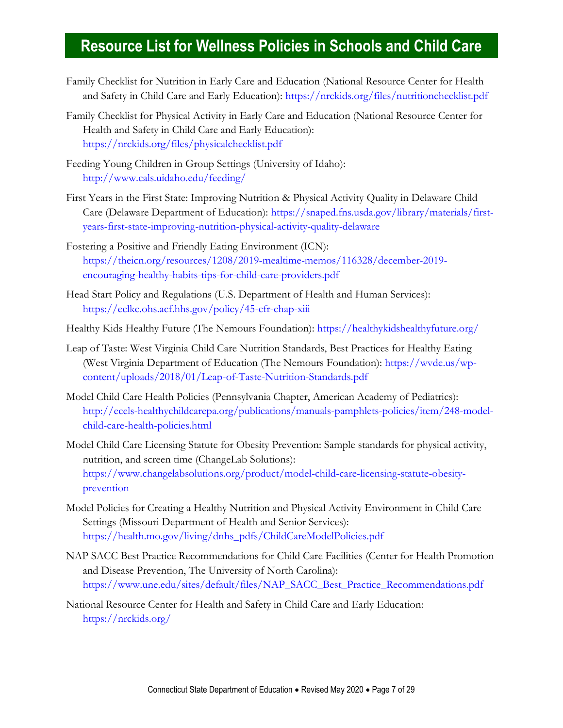# Resource List for Wellness Policies in Schools and Child Care

Family Checklist for Nutrition in Early Care and Education (National Resource Center for Health and Safety in Child Care and Early Education): https://nrckids.org/files/nutritionchecklist.pdf

Family Checklist for Physical Activity in Early Care and Education (National Resource Center for Health and Safety in Child Care and Early Education): https://nrckids.org/files/physicalchecklist.pdf

Feeding Young Children in Group Settings (University of Idaho): http://www.cals.uidaho.edu/feeding/

First Years in the First State: Improving Nutrition & Physical Activity Quality in Delaware Child Care (Delaware Department of Education): https://snaped.fns.usda.gov/library/materials/first-years-first-state-improving-nutrition-physical-activity-quality-delaware

Fostering a Positive and Friendly Eating Environment (ICN): https://theicn.org/resources/1208/2019-mealtime-memos/116328/december-2019-encouraging-healthy-habits-tips-for-child-care-providers.pdf

Head Start Policy and Regulations (U.S. Department of Health and Human Services): https://eclkc.ohs.acf.hhs.gov/policy/45-cfr-chap-xiii

Healthy Kids Healthy Future (The Nemours Foundation): https://healthykidshealthyfuture.org/

Leap of Taste: West Virginia Child Care Nutrition Standards, Best Practices for Healthy Eating (West Virginia Department of Education (The Nemours Foundation): https://wvde.us/wp-content/uploads/2018/01/Leap-of-Taste-Nutrition-Standards.pdf

Model Child Care Health Policies (Pennsylvania Chapter, American Academy of Pediatrics): http://ecels-healthychildcarepa.org/publications/manuals-pamphlets-policies/item/248-model-child-care-health-policies.html

Model Child Care Licensing Statute for Obesity Prevention: Sample standards for physical activity, nutrition, and screen time (ChangeLab Solutions): https://www.changelabsolutions.org/product/model-child-care-licensing-statute-obesity-prevention

Model Policies for Creating a Healthy Nutrition and Physical Activity Environment in Child Care Settings (Missouri Department of Health and Senior Services): https://health.mo.gov/living/dnhs_pdfs/ChildCareModelPolicies.pdf

NAP SACC Best Practice Recommendations for Child Care Facilities (Center for Health Promotion and Disease Prevention, The University of North Carolina): https://www.une.edu/sites/default/files/NAP_SACC_Best_Practice_Recommendations.pdf

National Resource Center for Health and Safety in Child Care and Early Education: https://nrckids.org/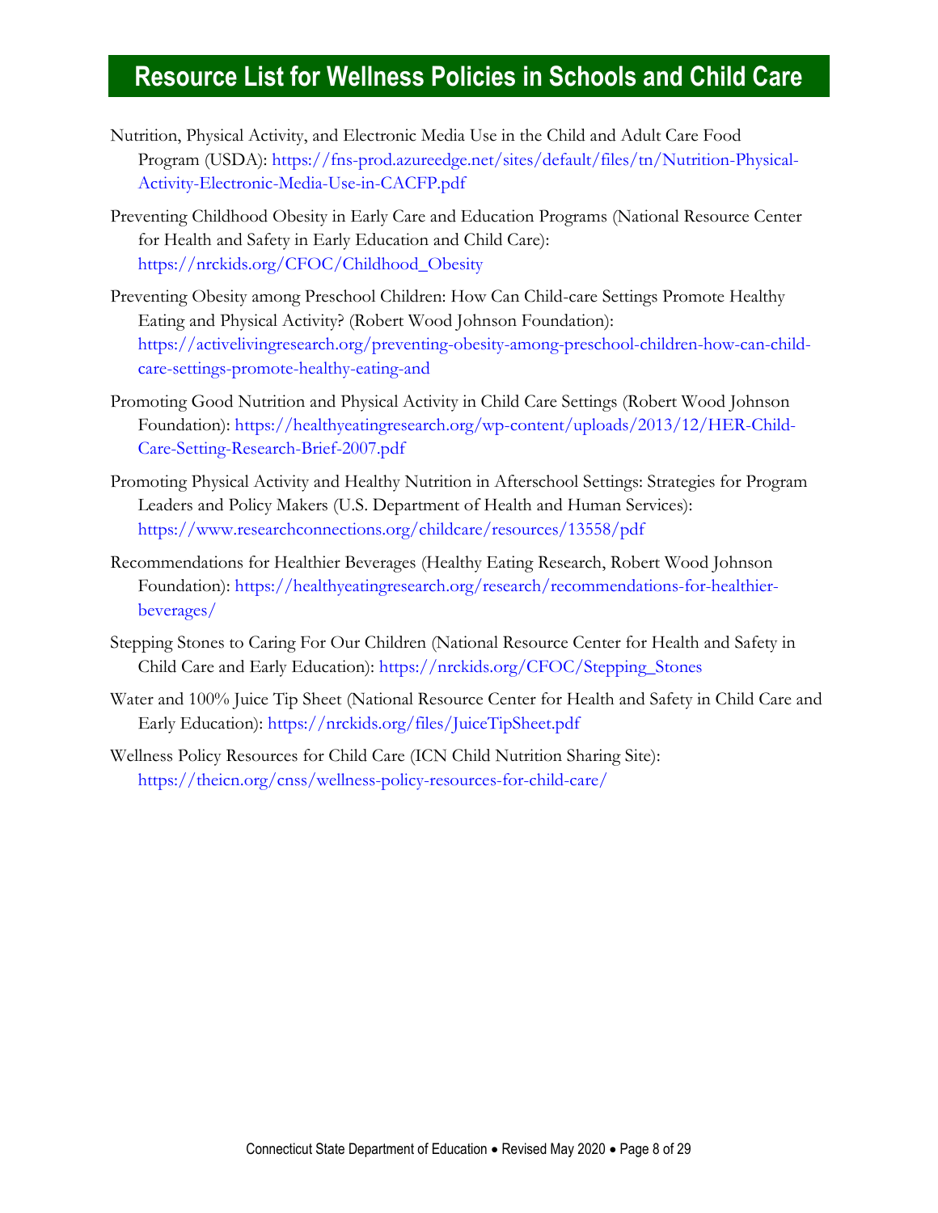# Resource List for Wellness Policies in Schools and Child Care

Nutrition, Physical Activity, and Electronic Media Use in the Child and Adult Care Food Program (USDA): https://fns-prod.azureedge.net/sites/default/files/tn/Nutrition-Physical-Activity-Electronic-Media-Use-in-CACFP.pdf

Preventing Childhood Obesity in Early Care and Education Programs (National Resource Center for Health and Safety in Early Education and Child Care): https://nrckids.org/CFOC/Childhood_Obesity

Preventing Obesity among Preschool Children: How Can Child-care Settings Promote Healthy Eating and Physical Activity? (Robert Wood Johnson Foundation): https://activelivingresearch.org/preventing-obesity-among-preschool-children-how-can-child-care-settings-promote-healthy-eating-and

Promoting Good Nutrition and Physical Activity in Child Care Settings (Robert Wood Johnson Foundation): https://healthyeatingresearch.org/wp-content/uploads/2013/12/HER-Child-Care-Setting-Research-Brief-2007.pdf

Promoting Physical Activity and Healthy Nutrition in Afterschool Settings: Strategies for Program Leaders and Policy Makers (U.S. Department of Health and Human Services): https://www.researchconnections.org/childcare/resources/13558/pdf

Recommendations for Healthier Beverages (Healthy Eating Research, Robert Wood Johnson Foundation): https://healthyeatingresearch.org/research/recommendations-for-healthier-beverages/

Stepping Stones to Caring For Our Children (National Resource Center for Health and Safety in Child Care and Early Education): https://nrckids.org/CFOC/Stepping_Stones

Water and 100% Juice Tip Sheet (National Resource Center for Health and Safety in Child Care and Early Education): https://nrckids.org/files/JuiceTipSheet.pdf

Wellness Policy Resources for Child Care (ICN Child Nutrition Sharing Site): https://theicn.org/cnss/wellness-policy-resources-for-child-care/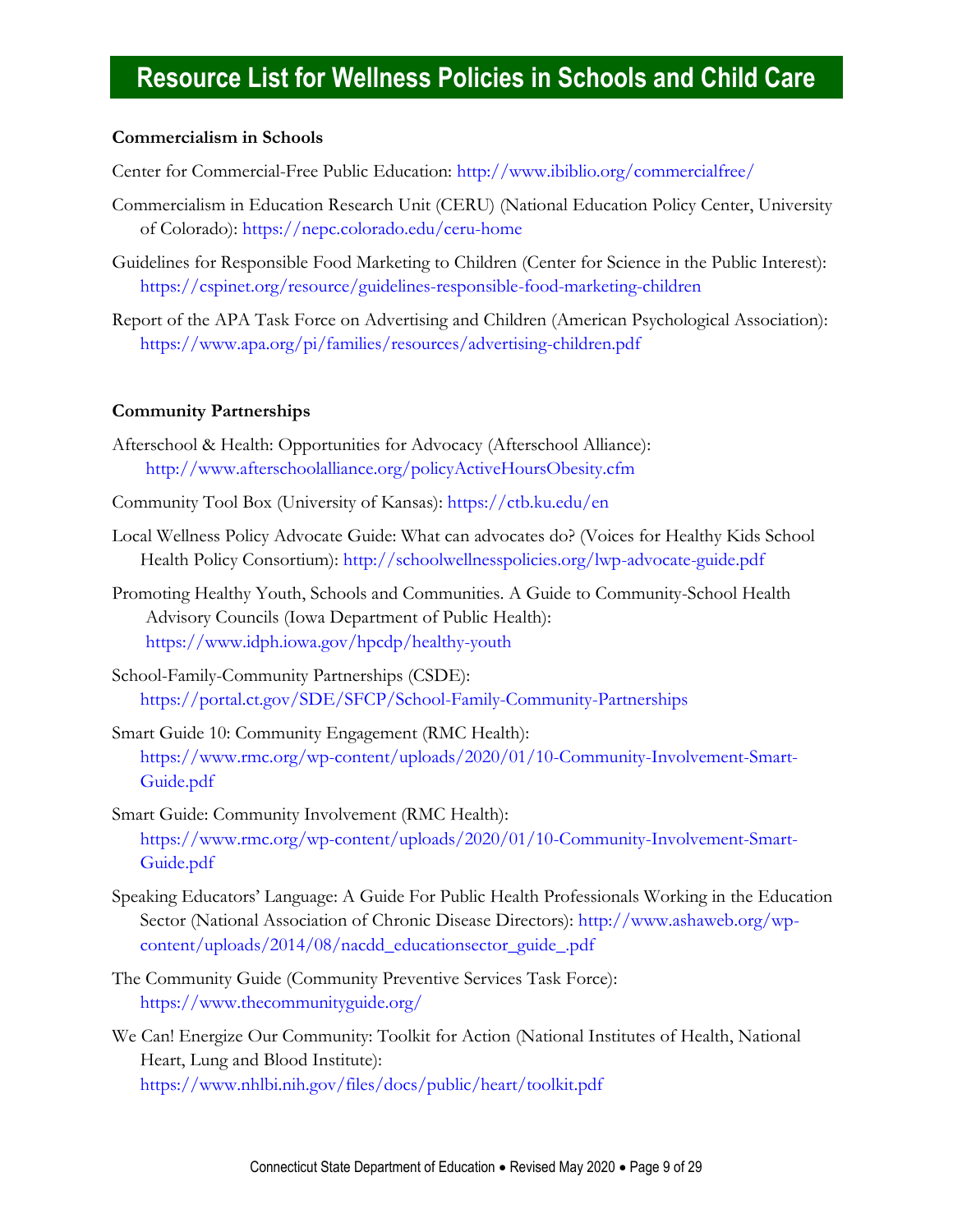# Resource List for Wellness Policies in Schools and Child Care

**Commercialism in Schools**

Center for Commercial-Free Public Education: http://www.ibiblio.org/commercialfree/

Commercialism in Education Research Unit (CERU) (National Education Policy Center, University of Colorado): https://nepc.colorado.edu/ceru-home

Guidelines for Responsible Food Marketing to Children (Center for Science in the Public Interest): https://cspinet.org/resource/guidelines-responsible-food-marketing-children

Report of the APA Task Force on Advertising and Children (American Psychological Association): https://www.apa.org/pi/families/resources/advertising-children.pdf

**Community Partnerships**

Afterschool & Health: Opportunities for Advocacy (Afterschool Alliance): http://www.afterschoolalliance.org/policyActiveHoursObesity.cfm

Community Tool Box (University of Kansas): https://ctb.ku.edu/en

Local Wellness Policy Advocate Guide: What can advocates do? (Voices for Healthy Kids School Health Policy Consortium): http://schoolwellnesspolicies.org/lwp-advocate-guide.pdf

Promoting Healthy Youth, Schools and Communities. A Guide to Community-School Health Advisory Councils (Iowa Department of Public Health): https://www.idph.iowa.gov/hpcdp/healthy-youth

School-Family-Community Partnerships (CSDE): https://portal.ct.gov/SDE/SFCP/School-Family-Community-Partnerships

Smart Guide 10: Community Engagement (RMC Health): https://www.rmc.org/wp-content/uploads/2020/01/10-Community-Involvement-Smart-Guide.pdf

Smart Guide: Community Involvement (RMC Health): https://www.rmc.org/wp-content/uploads/2020/01/10-Community-Involvement-Smart-Guide.pdf

Speaking Educators' Language: A Guide For Public Health Professionals Working in the Education Sector (National Association of Chronic Disease Directors): http://www.ashaweb.org/wp-content/uploads/2014/08/nacdd_educationsector_guide_.pdf

The Community Guide (Community Preventive Services Task Force): https://www.thecommunityguide.org/

We Can! Energize Our Community: Toolkit for Action (National Institutes of Health, National Heart, Lung and Blood Institute): https://www.nhlbi.nih.gov/files/docs/public/heart/toolkit.pdf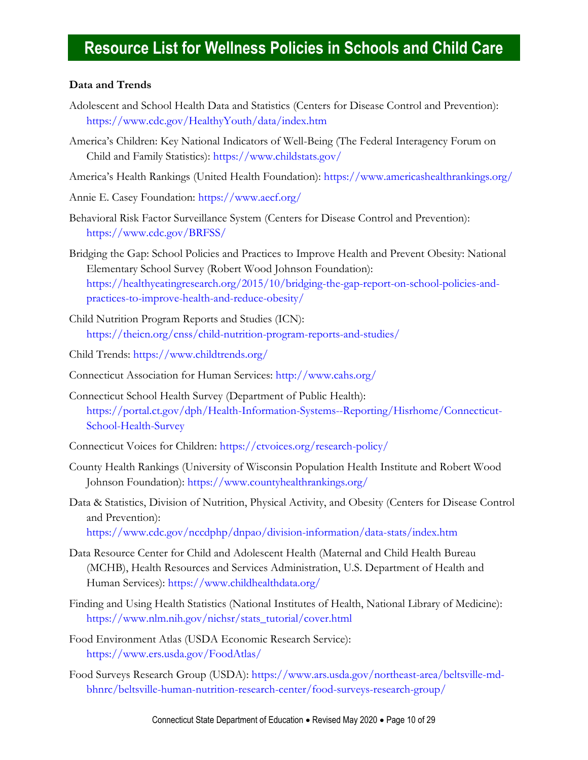# Resource List for Wellness Policies in Schools and Child Care

**Data and Trends**

Adolescent and School Health Data and Statistics (Centers for Disease Control and Prevention): https://www.cdc.gov/HealthyYouth/data/index.htm

America's Children: Key National Indicators of Well-Being (The Federal Interagency Forum on Child and Family Statistics): https://www.childstats.gov/

America's Health Rankings (United Health Foundation): https://www.americashealthrankings.org/

Annie E. Casey Foundation: https://www.aecf.org/

Behavioral Risk Factor Surveillance System (Centers for Disease Control and Prevention): https://www.cdc.gov/BRFSS/

Bridging the Gap: School Policies and Practices to Improve Health and Prevent Obesity: National Elementary School Survey (Robert Wood Johnson Foundation): https://healthyeatingresearch.org/2015/10/bridging-the-gap-report-on-school-policies-and-practices-to-improve-health-and-reduce-obesity/

Child Nutrition Program Reports and Studies (ICN): https://theicn.org/cnss/child-nutrition-program-reports-and-studies/

Child Trends: https://www.childtrends.org/

Connecticut Association for Human Services: http://www.cahs.org/

Connecticut School Health Survey (Department of Public Health): https://portal.ct.gov/dph/Health-Information-Systems--Reporting/Hisrhome/Connecticut-School-Health-Survey

Connecticut Voices for Children: https://ctvoices.org/research-policy/

County Health Rankings (University of Wisconsin Population Health Institute and Robert Wood Johnson Foundation): https://www.countyhealthrankings.org/

Data & Statistics, Division of Nutrition, Physical Activity, and Obesity (Centers for Disease Control and Prevention): https://www.cdc.gov/nccdphp/dnpao/division-information/data-stats/index.htm

Data Resource Center for Child and Adolescent Health (Maternal and Child Health Bureau (MCHB), Health Resources and Services Administration, U.S. Department of Health and Human Services): https://www.childhealthdata.org/

Finding and Using Health Statistics (National Institutes of Health, National Library of Medicine): https://www.nlm.nih.gov/nichsr/stats_tutorial/cover.html

Food Environment Atlas (USDA Economic Research Service): https://www.ers.usda.gov/FoodAtlas/

Food Surveys Research Group (USDA): https://www.ars.usda.gov/northeast-area/beltsville-md-bhnrc/beltsville-human-nutrition-research-center/food-surveys-research-group/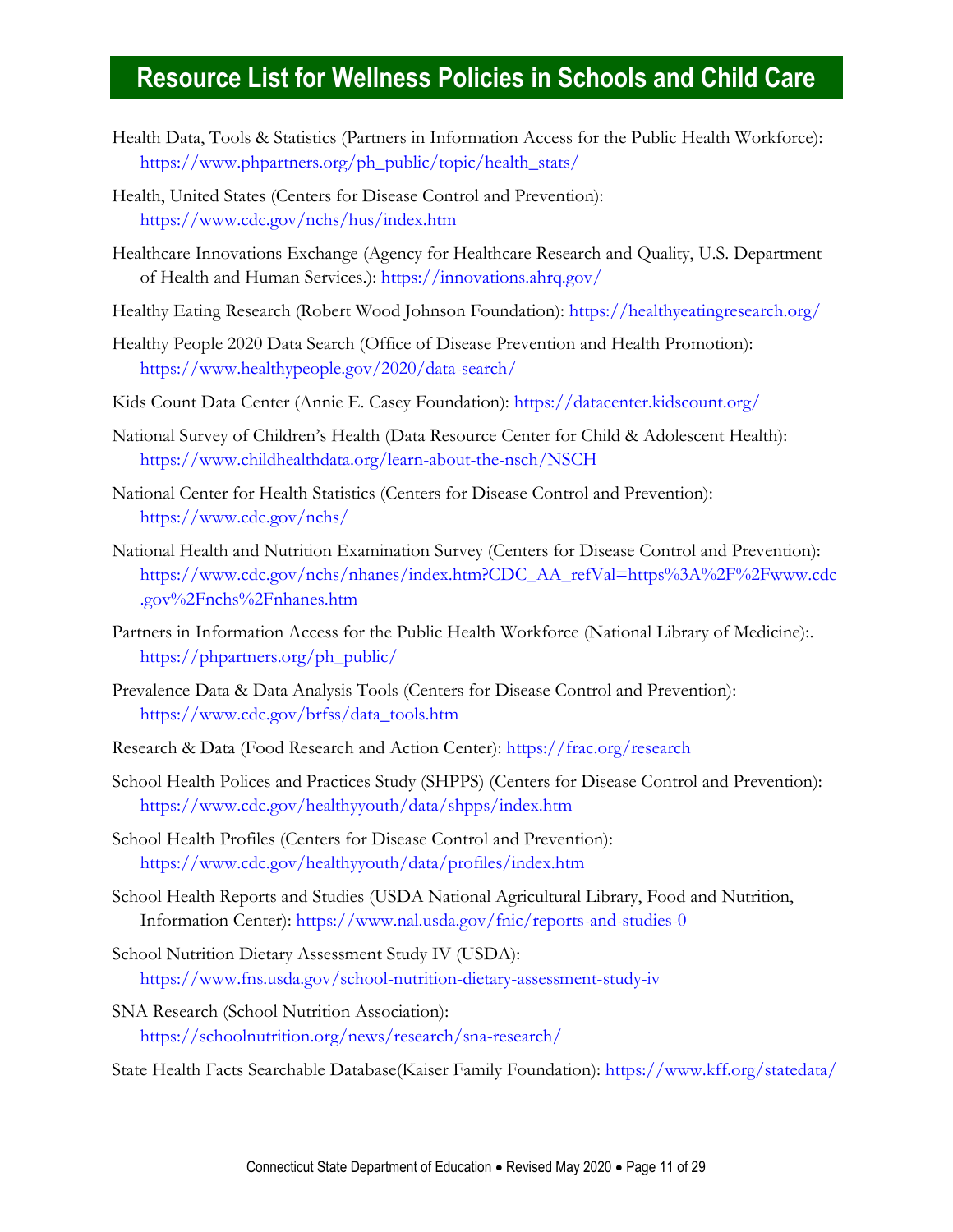# Resource List for Wellness Policies in Schools and Child Care

Health Data, Tools & Statistics (Partners in Information Access for the Public Health Workforce): https://www.phpartners.org/ph_public/topic/health_stats/

Health, United States (Centers for Disease Control and Prevention): https://www.cdc.gov/nchs/hus/index.htm

Healthcare Innovations Exchange (Agency for Healthcare Research and Quality, U.S. Department of Health and Human Services.): https://innovations.ahrq.gov/

Healthy Eating Research (Robert Wood Johnson Foundation): https://healthyeatingresearch.org/

Healthy People 2020 Data Search (Office of Disease Prevention and Health Promotion): https://www.healthypeople.gov/2020/data-search/

Kids Count Data Center (Annie E. Casey Foundation): https://datacenter.kidscount.org/

National Survey of Children's Health (Data Resource Center for Child & Adolescent Health): https://www.childhealthdata.org/learn-about-the-nsch/NSCH

National Center for Health Statistics (Centers for Disease Control and Prevention): https://www.cdc.gov/nchs/

National Health and Nutrition Examination Survey (Centers for Disease Control and Prevention): https://www.cdc.gov/nchs/nhanes/index.htm?CDC_AA_refVal=https%3A%2F%2Fwww.cdc.gov%2Fnchs%2Fnhanes.htm

Partners in Information Access for the Public Health Workforce (National Library of Medicine):. https://phpartners.org/ph_public/

Prevalence Data & Data Analysis Tools (Centers for Disease Control and Prevention): https://www.cdc.gov/brfss/data_tools.htm

Research & Data (Food Research and Action Center): https://frac.org/research

School Health Polices and Practices Study (SHPPS) (Centers for Disease Control and Prevention): https://www.cdc.gov/healthyyouth/data/shpps/index.htm

School Health Profiles (Centers for Disease Control and Prevention): https://www.cdc.gov/healthyyouth/data/profiles/index.htm

School Health Reports and Studies (USDA National Agricultural Library, Food and Nutrition, Information Center): https://www.nal.usda.gov/fnic/reports-and-studies-0

School Nutrition Dietary Assessment Study IV (USDA): https://www.fns.usda.gov/school-nutrition-dietary-assessment-study-iv

SNA Research (School Nutrition Association): https://schoolnutrition.org/news/research/sna-research/

State Health Facts Searchable Database(Kaiser Family Foundation): https://www.kff.org/statedata/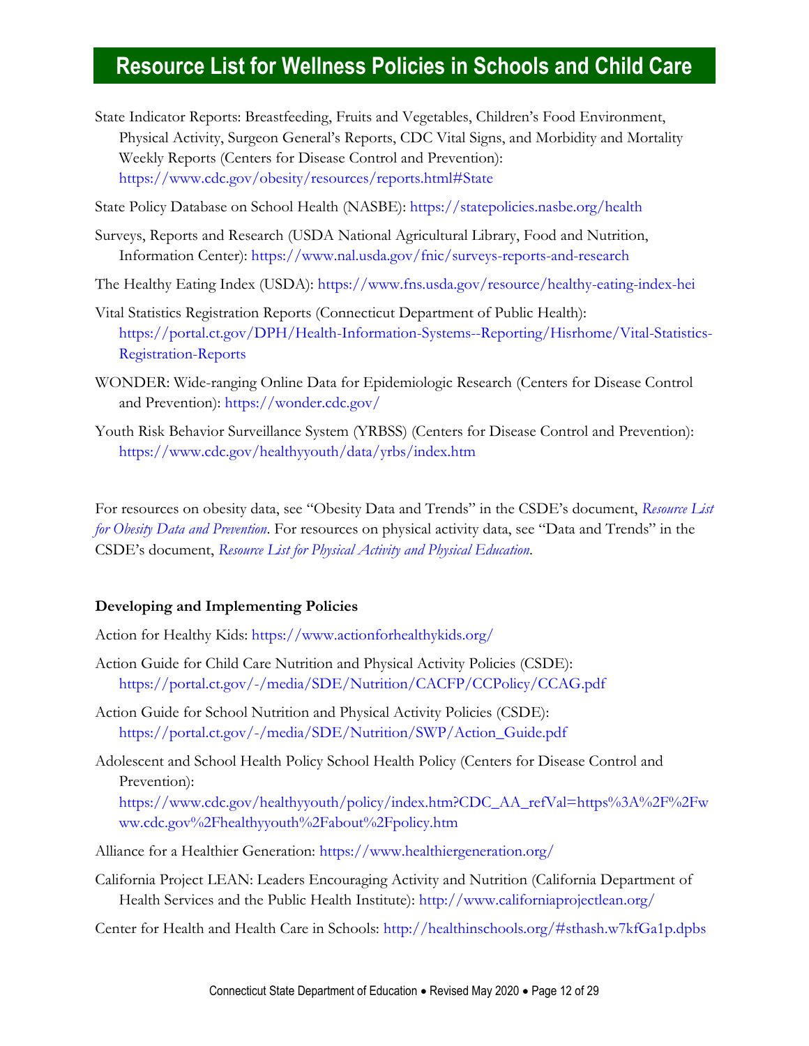# Resource List for Wellness Policies in Schools and Child Care

State Indicator Reports: Breastfeeding, Fruits and Vegetables, Children's Food Environment, Physical Activity, Surgeon General's Reports, CDC Vital Signs, and Morbidity and Mortality Weekly Reports (Centers for Disease Control and Prevention): https://www.cdc.gov/obesity/resources/reports.html#State

State Policy Database on School Health (NASBE): https://statepolicies.nasbe.org/health

Surveys, Reports and Research (USDA National Agricultural Library, Food and Nutrition, Information Center): https://www.nal.usda.gov/fnic/surveys-reports-and-research

The Healthy Eating Index (USDA): https://www.fns.usda.gov/resource/healthy-eating-index-hei

Vital Statistics Registration Reports (Connecticut Department of Public Health): https://portal.ct.gov/DPH/Health-Information-Systems--Reporting/Hisrhome/Vital-Statistics-Registration-Reports

WONDER: Wide-ranging Online Data for Epidemiologic Research (Centers for Disease Control and Prevention): https://wonder.cdc.gov/

Youth Risk Behavior Surveillance System (YRBSS) (Centers for Disease Control and Prevention): https://www.cdc.gov/healthyyouth/data/yrbs/index.htm

For resources on obesity data, see "Obesity Data and Trends" in the CSDE's document, *Resource List for Obesity Data and Prevention*. For resources on physical activity data, see "Data and Trends" in the CSDE's document, *Resource List for Physical Activity and Physical Education*.

**Developing and Implementing Policies**

Action for Healthy Kids: https://www.actionforhealthykids.org/

Action Guide for Child Care Nutrition and Physical Activity Policies (CSDE): https://portal.ct.gov/-/media/SDE/Nutrition/CACFP/CCPolicy/CCAG.pdf

Action Guide for School Nutrition and Physical Activity Policies (CSDE): https://portal.ct.gov/-/media/SDE/Nutrition/SWP/Action_Guide.pdf

Adolescent and School Health Policy School Health Policy (Centers for Disease Control and Prevention): https://www.cdc.gov/healthyyouth/policy/index.htm?CDC_AA_refVal=https%3A%2F%2Fwww.cdc.gov%2Fhealthyyouth%2Fabout%2Fpolicy.htm

Alliance for a Healthier Generation: https://www.healthiergeneration.org/

California Project LEAN: Leaders Encouraging Activity and Nutrition (California Department of Health Services and the Public Health Institute): http://www.californiaprojectlean.org/

Center for Health and Health Care in Schools: http://healthinschools.org/#sthash.w7kfGa1p.dpbs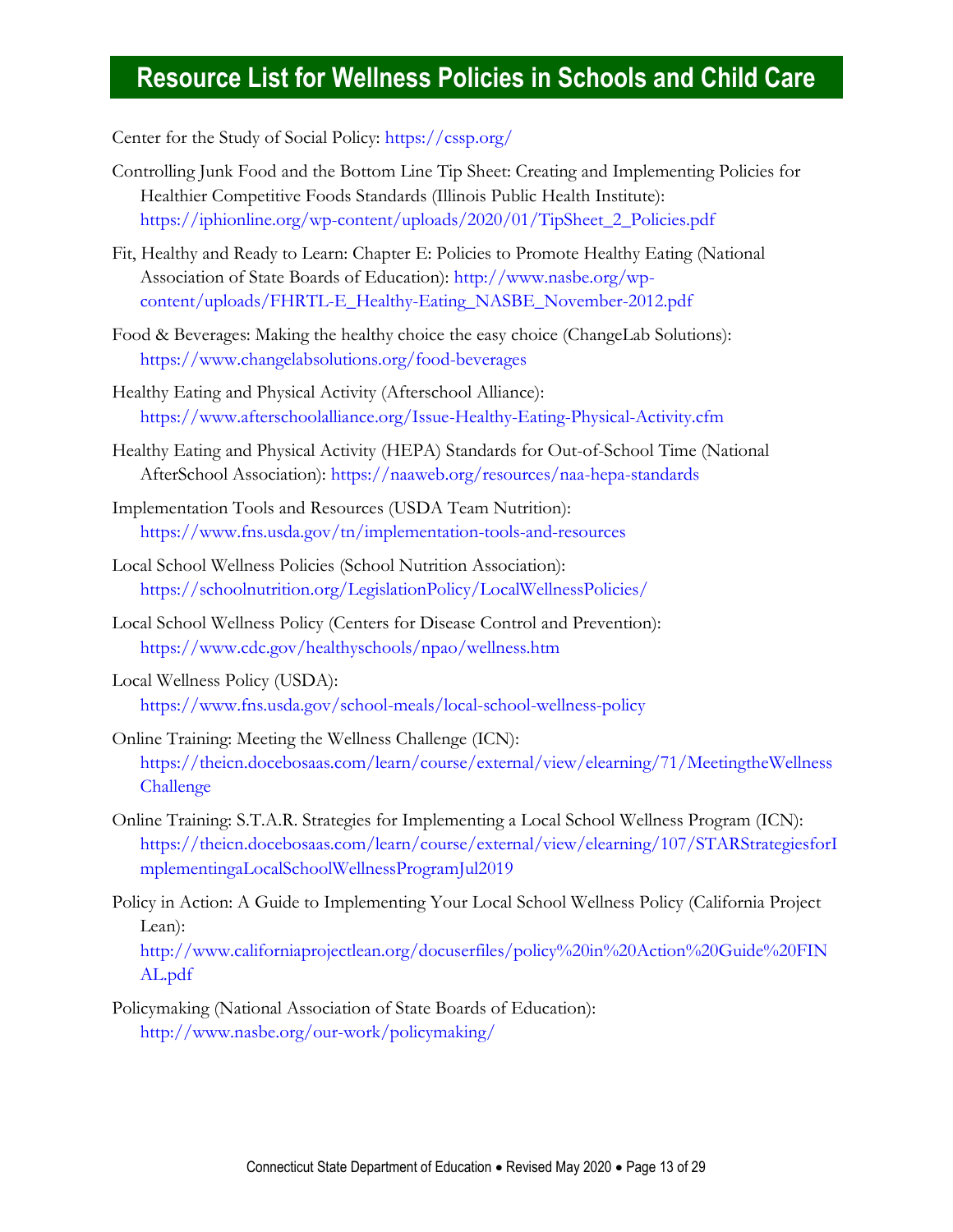# Resource List for Wellness Policies in Schools and Child Care

Center for the Study of Social Policy: https://cssp.org/

Controlling Junk Food and the Bottom Line Tip Sheet: Creating and Implementing Policies for Healthier Competitive Foods Standards (Illinois Public Health Institute): https://iphionline.org/wp-content/uploads/2020/01/TipSheet_2_Policies.pdf

Fit, Healthy and Ready to Learn: Chapter E: Policies to Promote Healthy Eating (National Association of State Boards of Education): http://www.nasbe.org/wp-content/uploads/FHRTL-E_Healthy-Eating_NASBE_November-2012.pdf

Food & Beverages: Making the healthy choice the easy choice (ChangeLab Solutions): https://www.changelabsolutions.org/food-beverages

Healthy Eating and Physical Activity (Afterschool Alliance): https://www.afterschoolalliance.org/Issue-Healthy-Eating-Physical-Activity.cfm

Healthy Eating and Physical Activity (HEPA) Standards for Out-of-School Time (National AfterSchool Association): https://naaweb.org/resources/naa-hepa-standards

Implementation Tools and Resources (USDA Team Nutrition): https://www.fns.usda.gov/tn/implementation-tools-and-resources

Local School Wellness Policies (School Nutrition Association): https://schoolnutrition.org/LegislationPolicy/LocalWellnessPolicies/

Local School Wellness Policy (Centers for Disease Control and Prevention): https://www.cdc.gov/healthyschools/npao/wellness.htm

Local Wellness Policy (USDA): https://www.fns.usda.gov/school-meals/local-school-wellness-policy

Online Training: Meeting the Wellness Challenge (ICN): https://theicn.docebosaas.com/learn/course/external/view/elearning/71/MeetingtheWellnessChallenge

Online Training: S.T.A.R. Strategies for Implementing a Local School Wellness Program (ICN): https://theicn.docebosaas.com/learn/course/external/view/elearning/107/STARStrategiesforImplementingaLocalSchoolWellnessProgramJul2019

Policy in Action: A Guide to Implementing Your Local School Wellness Policy (California Project Lean): http://www.californiaprojectlean.org/docuserfiles/policy%20in%20Action%20Guide%20FINAL.pdf

Policymaking (National Association of State Boards of Education): http://www.nasbe.org/our-work/policymaking/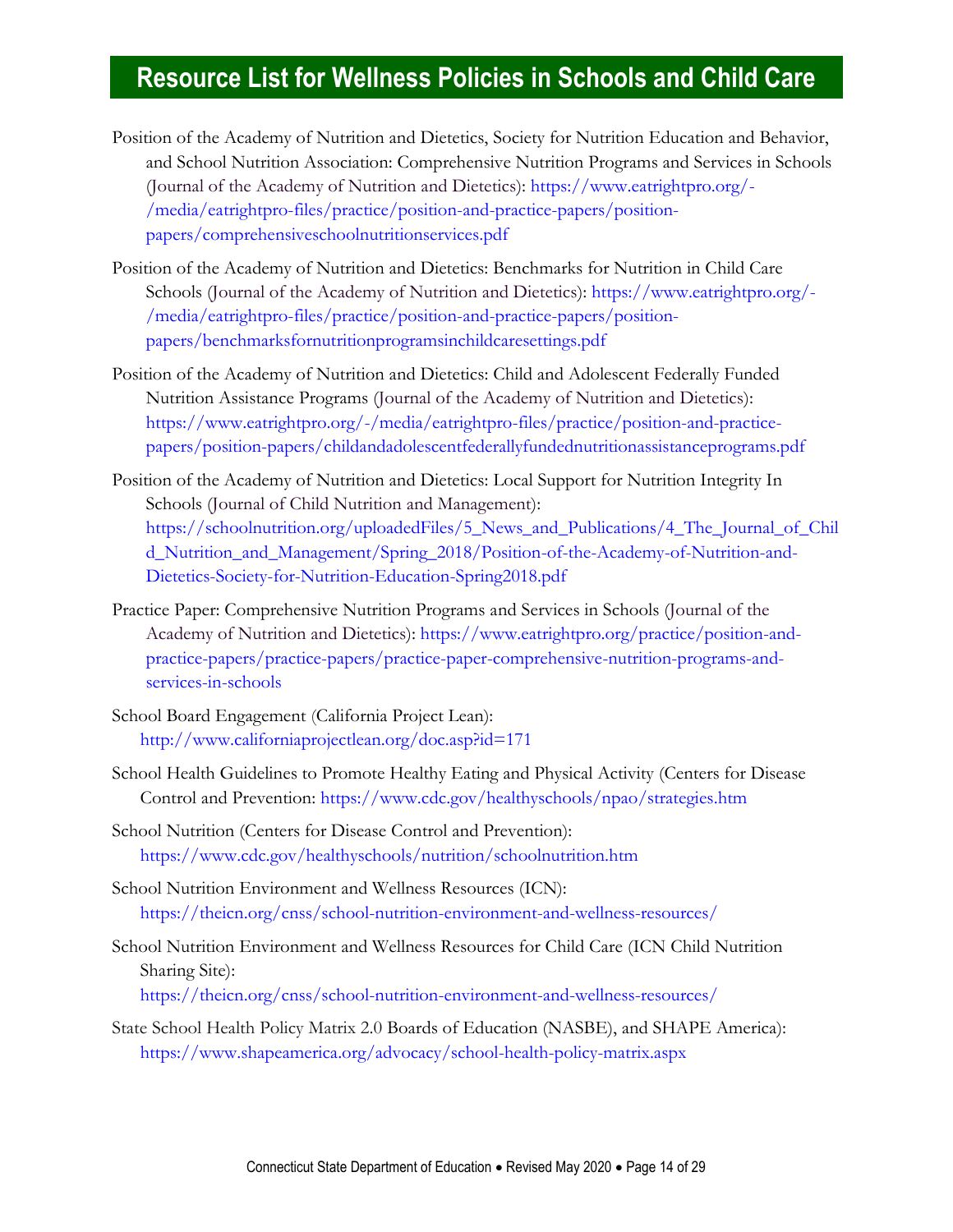## Resource List for Wellness Policies in Schools and Child Care

Position of the Academy of Nutrition and Dietetics, Society for Nutrition Education and Behavior, and School Nutrition Association: Comprehensive Nutrition Programs and Services in Schools (Journal of the Academy of Nutrition and Dietetics): https://www.eatrightpro.org/-/media/eatrightpro-files/practice/position-and-practice-papers/position-papers/comprehensiveschoolnutritionservices.pdf

Position of the Academy of Nutrition and Dietetics: Benchmarks for Nutrition in Child Care Schools (Journal of the Academy of Nutrition and Dietetics): https://www.eatrightpro.org/-/media/eatrightpro-files/practice/position-and-practice-papers/position-papers/benchmarksfornutritionprogramsinchildcaresettings.pdf

Position of the Academy of Nutrition and Dietetics: Child and Adolescent Federally Funded Nutrition Assistance Programs (Journal of the Academy of Nutrition and Dietetics): https://www.eatrightpro.org/-/media/eatrightpro-files/practice/position-and-practice-papers/position-papers/childandadolescentfederallyfundednutritionassistanceprograms.pdf

Position of the Academy of Nutrition and Dietetics: Local Support for Nutrition Integrity In Schools (Journal of Child Nutrition and Management): https://schoolnutrition.org/uploadedFiles/5_News_and_Publications/4_The_Journal_of_Child_Nutrition_and_Management/Spring_2018/Position-of-the-Academy-of-Nutrition-and-Dietetics-Society-for-Nutrition-Education-Spring2018.pdf

Practice Paper: Comprehensive Nutrition Programs and Services in Schools (Journal of the Academy of Nutrition and Dietetics): https://www.eatrightpro.org/practice/position-and-practice-papers/practice-papers/practice-paper-comprehensive-nutrition-programs-and-services-in-schools

School Board Engagement (California Project Lean): http://www.californiaprojectlean.org/doc.asp?id=171

School Health Guidelines to Promote Healthy Eating and Physical Activity (Centers for Disease Control and Prevention: https://www.cdc.gov/healthyschools/npao/strategies.htm

School Nutrition (Centers for Disease Control and Prevention): https://www.cdc.gov/healthyschools/nutrition/schoolnutrition.htm

School Nutrition Environment and Wellness Resources (ICN): https://theicn.org/cnss/school-nutrition-environment-and-wellness-resources/

School Nutrition Environment and Wellness Resources for Child Care (ICN Child Nutrition Sharing Site): https://theicn.org/cnss/school-nutrition-environment-and-wellness-resources/

State School Health Policy Matrix 2.0 Boards of Education (NASBE), and SHAPE America): https://www.shapeamerica.org/advocacy/school-health-policy-matrix.aspx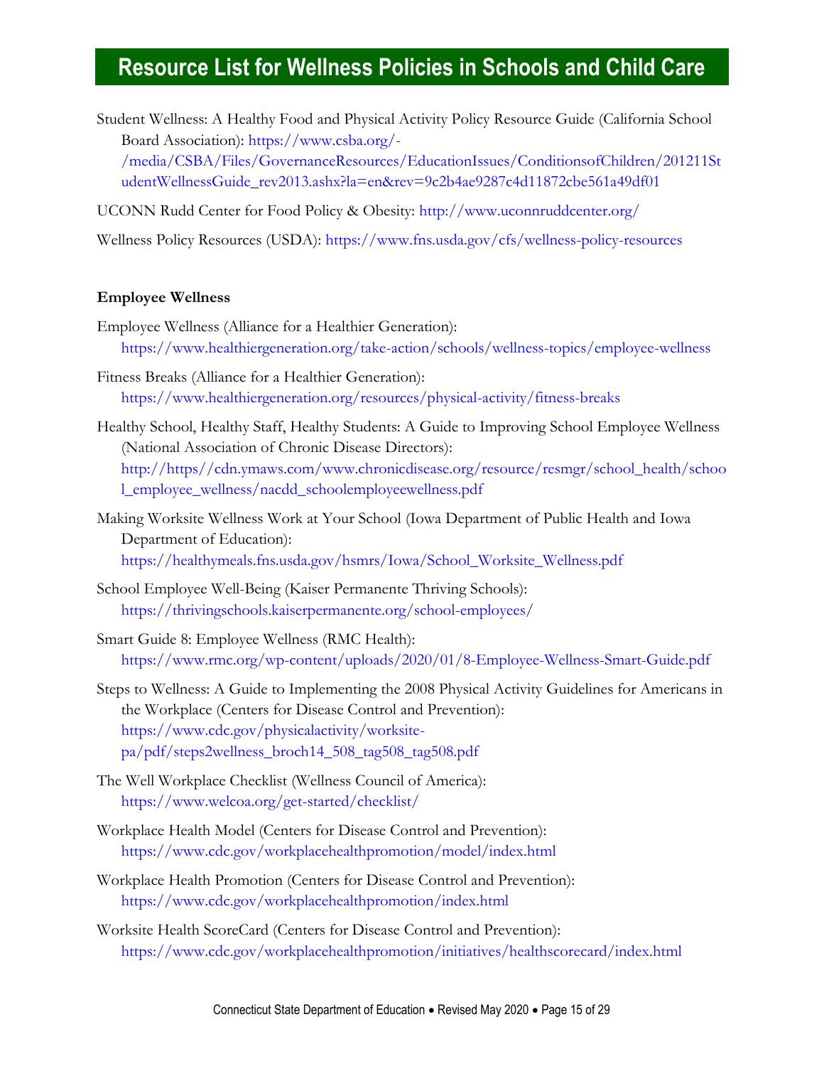# Resource List for Wellness Policies in Schools and Child Care

Student Wellness: A Healthy Food and Physical Activity Policy Resource Guide (California School Board Association): https://www.csba.org/-/media/CSBA/Files/GovernanceResources/EducationIssues/ConditionsofChildren/201211StudentWellnessGuide_rev2013.ashx?la=en&rev=9c2b4ae9287c4d11872cbe561a49df01

UCONN Rudd Center for Food Policy & Obesity: http://www.uconnruddcenter.org/

Wellness Policy Resources (USDA): https://www.fns.usda.gov/cfs/wellness-policy-resources

**Employee Wellness**

Employee Wellness (Alliance for a Healthier Generation): https://www.healthiergeneration.org/take-action/schools/wellness-topics/employee-wellness

Fitness Breaks (Alliance for a Healthier Generation): https://www.healthiergeneration.org/resources/physical-activity/fitness-breaks

Healthy School, Healthy Staff, Healthy Students: A Guide to Improving School Employee Wellness (National Association of Chronic Disease Directors): http://https//cdn.ymaws.com/www.chronicdisease.org/resource/resmgr/school_health/school_employee_wellness/nacdd_schoolemployeewellness.pdf

Making Worksite Wellness Work at Your School (Iowa Department of Public Health and Iowa Department of Education): https://healthymeals.fns.usda.gov/hsmrs/Iowa/School_Worksite_Wellness.pdf

School Employee Well-Being (Kaiser Permanente Thriving Schools): https://thrivingschools.kaiserpermanente.org/school-employees/

Smart Guide 8: Employee Wellness (RMC Health): https://www.rmc.org/wp-content/uploads/2020/01/8-Employee-Wellness-Smart-Guide.pdf

Steps to Wellness: A Guide to Implementing the 2008 Physical Activity Guidelines for Americans in the Workplace (Centers for Disease Control and Prevention): https://www.cdc.gov/physicalactivity/worksite-pa/pdf/steps2wellness_broch14_508_tag508_tag508.pdf

The Well Workplace Checklist (Wellness Council of America): https://www.welcoa.org/get-started/checklist/

Workplace Health Model (Centers for Disease Control and Prevention): https://www.cdc.gov/workplacehealthpromotion/model/index.html

Workplace Health Promotion (Centers for Disease Control and Prevention): https://www.cdc.gov/workplacehealthpromotion/index.html

Worksite Health ScoreCard (Centers for Disease Control and Prevention): https://www.cdc.gov/workplacehealthpromotion/initiatives/healthscorecard/index.html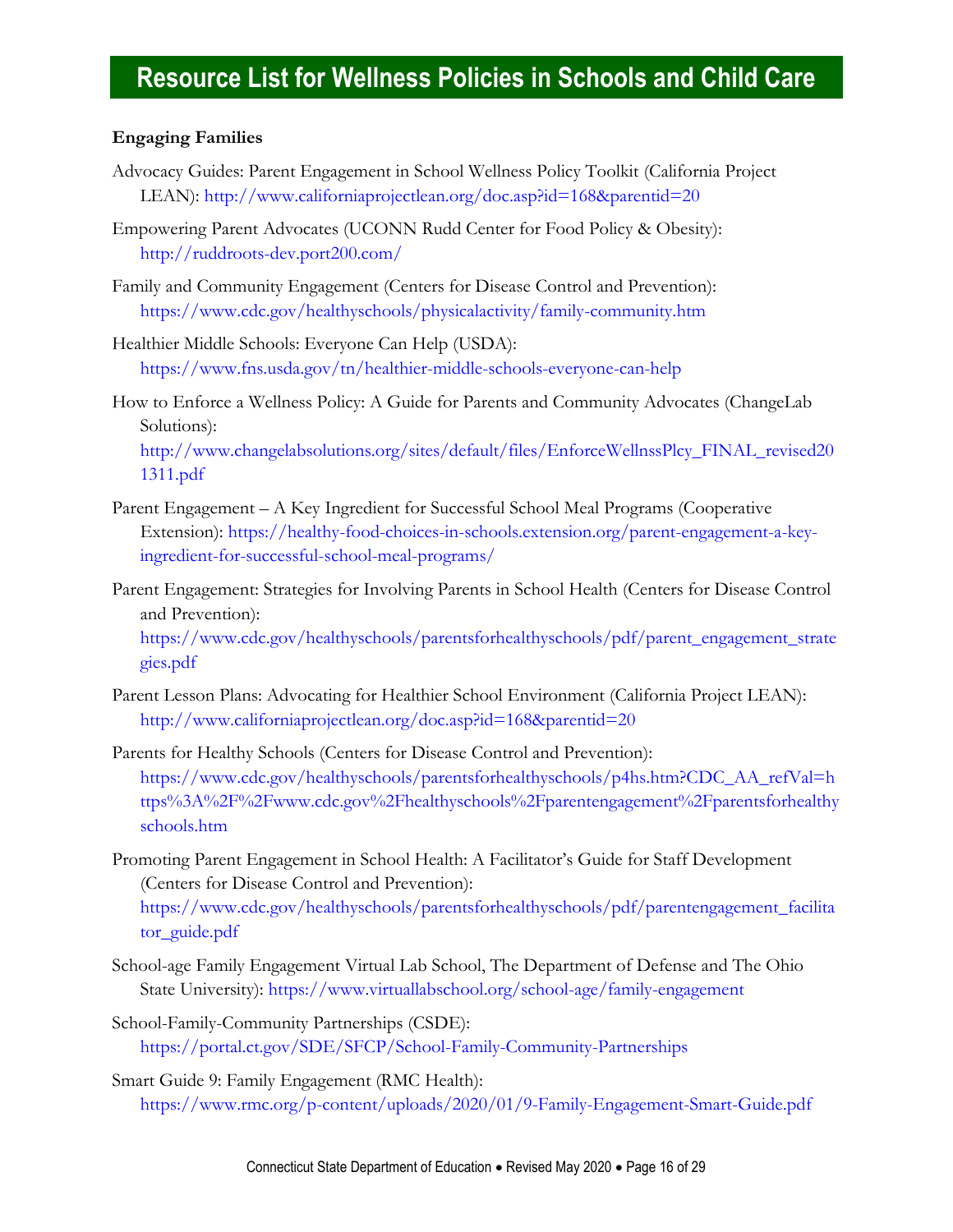# Resource List for Wellness Policies in Schools and Child Care

**Engaging Families**

Advocacy Guides: Parent Engagement in School Wellness Policy Toolkit (California Project LEAN): http://www.californiaprojectlean.org/doc.asp?id=168&parentid=20

Empowering Parent Advocates (UCONN Rudd Center for Food Policy & Obesity): http://ruddroots-dev.port200.com/

Family and Community Engagement (Centers for Disease Control and Prevention): https://www.cdc.gov/healthyschools/physicalactivity/family-community.htm

Healthier Middle Schools: Everyone Can Help (USDA): https://www.fns.usda.gov/tn/healthier-middle-schools-everyone-can-help

How to Enforce a Wellness Policy: A Guide for Parents and Community Advocates (ChangeLab Solutions): http://www.changelabsolutions.org/sites/default/files/EnforceWellnssPlcy_FINAL_revised201311.pdf

Parent Engagement – A Key Ingredient for Successful School Meal Programs (Cooperative Extension): https://healthy-food-choices-in-schools.extension.org/parent-engagement-a-key-ingredient-for-successful-school-meal-programs/

Parent Engagement: Strategies for Involving Parents in School Health (Centers for Disease Control and Prevention): https://www.cdc.gov/healthyschools/parentsforhealthyschools/pdf/parent_engagement_strategies.pdf

Parent Lesson Plans: Advocating for Healthier School Environment (California Project LEAN): http://www.californiaprojectlean.org/doc.asp?id=168&parentid=20

Parents for Healthy Schools (Centers for Disease Control and Prevention): https://www.cdc.gov/healthyschools/parentsforhealthyschools/p4hs.htm?CDC_AA_refVal=https%3A%2F%2Fwww.cdc.gov%2Fhealthyschools%2Fparentengagement%2Fparentsforhealthyschools.htm

Promoting Parent Engagement in School Health: A Facilitator's Guide for Staff Development (Centers for Disease Control and Prevention): https://www.cdc.gov/healthyschools/parentsforhealthyschools/pdf/parentengagement_facilitator_guide.pdf

School-age Family Engagement Virtual Lab School, The Department of Defense and The Ohio State University): https://www.virtuallabschool.org/school-age/family-engagement

School-Family-Community Partnerships (CSDE): https://portal.ct.gov/SDE/SFCP/School-Family-Community-Partnerships

Smart Guide 9: Family Engagement (RMC Health): https://www.rmc.org/p-content/uploads/2020/01/9-Family-Engagement-Smart-Guide.pdf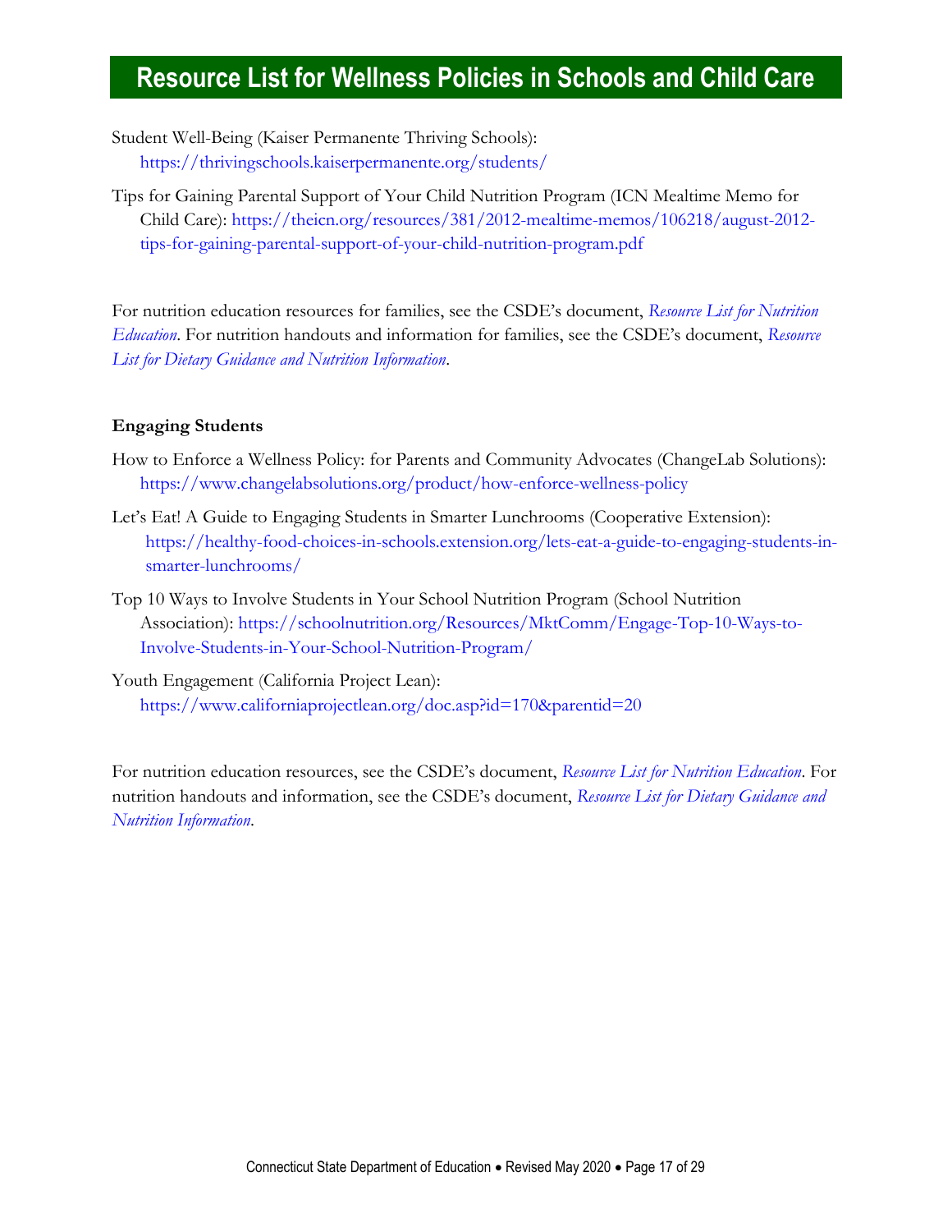# Resource List for Wellness Policies in Schools and Child Care

Student Well-Being (Kaiser Permanente Thriving Schools): https://thrivingschools.kaiserpermanente.org/students/

Tips for Gaining Parental Support of Your Child Nutrition Program (ICN Mealtime Memo for Child Care): https://theicn.org/resources/381/2012-mealtime-memos/106218/august-2012-tips-for-gaining-parental-support-of-your-child-nutrition-program.pdf

For nutrition education resources for families, see the CSDE's document, *Resource List for Nutrition Education*. For nutrition handouts and information for families, see the CSDE's document, *Resource List for Dietary Guidance and Nutrition Information*.

**Engaging Students**

How to Enforce a Wellness Policy: for Parents and Community Advocates (ChangeLab Solutions): https://www.changelabsolutions.org/product/how-enforce-wellness-policy

Let's Eat! A Guide to Engaging Students in Smarter Lunchrooms (Cooperative Extension): https://healthy-food-choices-in-schools.extension.org/lets-eat-a-guide-to-engaging-students-in-smarter-lunchrooms/

Top 10 Ways to Involve Students in Your School Nutrition Program (School Nutrition Association): https://schoolnutrition.org/Resources/MktComm/Engage-Top-10-Ways-to-Involve-Students-in-Your-School-Nutrition-Program/

Youth Engagement (California Project Lean): https://www.californiaprojectlean.org/doc.asp?id=170&parentid=20

For nutrition education resources, see the CSDE's document, *Resource List for Nutrition Education*. For nutrition handouts and information, see the CSDE's document, *Resource List for Dietary Guidance and Nutrition Information*.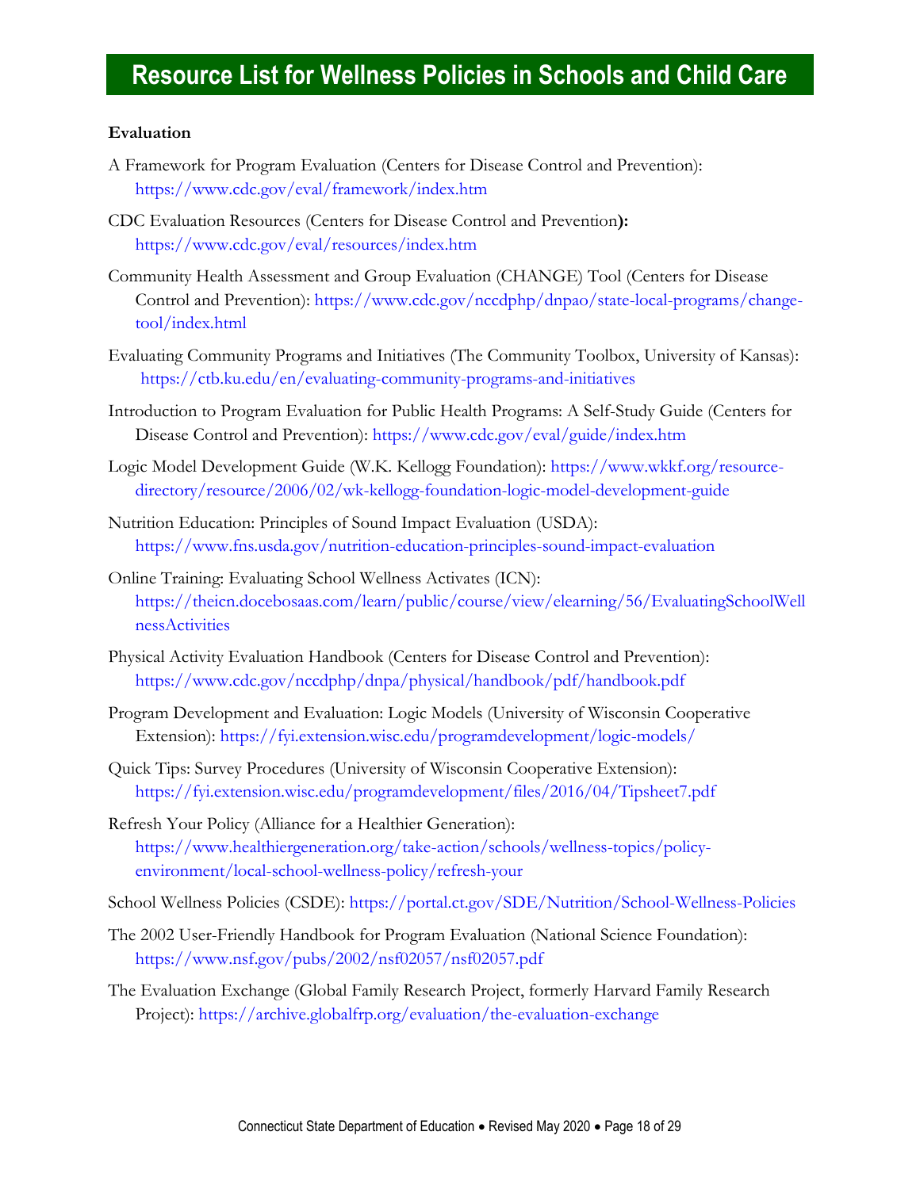# Resource List for Wellness Policies in Schools and Child Care

**Evaluation**

A Framework for Program Evaluation (Centers for Disease Control and Prevention): https://www.cdc.gov/eval/framework/index.htm

CDC Evaluation Resources (Centers for Disease Control and Prevention**):** https://www.cdc.gov/eval/resources/index.htm

Community Health Assessment and Group Evaluation (CHANGE) Tool (Centers for Disease Control and Prevention): https://www.cdc.gov/nccdphp/dnpao/state-local-programs/change-tool/index.html

Evaluating Community Programs and Initiatives (The Community Toolbox, University of Kansas): https://ctb.ku.edu/en/evaluating-community-programs-and-initiatives

Introduction to Program Evaluation for Public Health Programs: A Self-Study Guide (Centers for Disease Control and Prevention): https://www.cdc.gov/eval/guide/index.htm

Logic Model Development Guide (W.K. Kellogg Foundation): https://www.wkkf.org/resource-directory/resource/2006/02/wk-kellogg-foundation-logic-model-development-guide

Nutrition Education: Principles of Sound Impact Evaluation (USDA): https://www.fns.usda.gov/nutrition-education-principles-sound-impact-evaluation

Online Training: Evaluating School Wellness Activates (ICN): https://theicn.docebosaas.com/learn/public/course/view/elearning/56/EvaluatingSchoolWellnessActivities

Physical Activity Evaluation Handbook (Centers for Disease Control and Prevention): https://www.cdc.gov/nccdphp/dnpa/physical/handbook/pdf/handbook.pdf

Program Development and Evaluation: Logic Models (University of Wisconsin Cooperative Extension): https://fyi.extension.wisc.edu/programdevelopment/logic-models/

Quick Tips: Survey Procedures (University of Wisconsin Cooperative Extension): https://fyi.extension.wisc.edu/programdevelopment/files/2016/04/Tipsheet7.pdf

Refresh Your Policy (Alliance for a Healthier Generation): https://www.healthiergeneration.org/take-action/schools/wellness-topics/policy-environment/local-school-wellness-policy/refresh-your

School Wellness Policies (CSDE): https://portal.ct.gov/SDE/Nutrition/School-Wellness-Policies

The 2002 User-Friendly Handbook for Program Evaluation (National Science Foundation): https://www.nsf.gov/pubs/2002/nsf02057/nsf02057.pdf

The Evaluation Exchange (Global Family Research Project, formerly Harvard Family Research Project): https://archive.globalfrp.org/evaluation/the-evaluation-exchange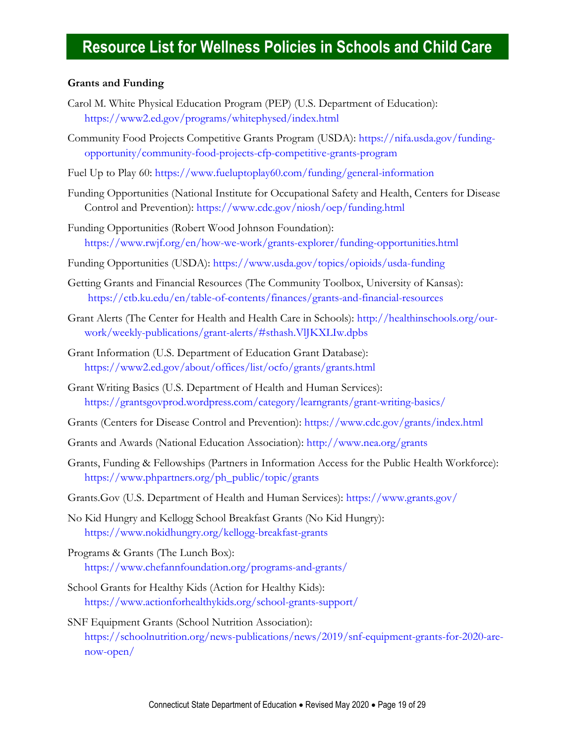# Resource List for Wellness Policies in Schools and Child Care

**Grants and Funding**

Carol M. White Physical Education Program (PEP) (U.S. Department of Education): https://www2.ed.gov/programs/whitephysed/index.html

Community Food Projects Competitive Grants Program (USDA): https://nifa.usda.gov/funding-opportunity/community-food-projects-cfp-competitive-grants-program

Fuel Up to Play 60: https://www.fueluptoplay60.com/funding/general-information

Funding Opportunities (National Institute for Occupational Safety and Health, Centers for Disease Control and Prevention): https://www.cdc.gov/niosh/oep/funding.html

Funding Opportunities (Robert Wood Johnson Foundation): https://www.rwjf.org/en/how-we-work/grants-explorer/funding-opportunities.html

Funding Opportunities (USDA): https://www.usda.gov/topics/opioids/usda-funding

Getting Grants and Financial Resources (The Community Toolbox, University of Kansas): https://ctb.ku.edu/en/table-of-contents/finances/grants-and-financial-resources

Grant Alerts (The Center for Health and Health Care in Schools): http://healthinschools.org/our-work/weekly-publications/grant-alerts/#sthash.VlJKXLIw.dpbs

Grant Information (U.S. Department of Education Grant Database): https://www2.ed.gov/about/offices/list/ocfo/grants/grants.html

Grant Writing Basics (U.S. Department of Health and Human Services): https://grantsgovprod.wordpress.com/category/learngrants/grant-writing-basics/

Grants (Centers for Disease Control and Prevention): https://www.cdc.gov/grants/index.html

Grants and Awards (National Education Association): http://www.nea.org/grants

Grants, Funding & Fellowships (Partners in Information Access for the Public Health Workforce): https://www.phpartners.org/ph_public/topic/grants

Grants.Gov (U.S. Department of Health and Human Services): https://www.grants.gov/

No Kid Hungry and Kellogg School Breakfast Grants (No Kid Hungry): https://www.nokidhungry.org/kellogg-breakfast-grants

Programs & Grants (The Lunch Box): https://www.chefannfoundation.org/programs-and-grants/

School Grants for Healthy Kids (Action for Healthy Kids): https://www.actionforhealthykids.org/school-grants-support/

SNF Equipment Grants (School Nutrition Association): https://schoolnutrition.org/news-publications/news/2019/snf-equipment-grants-for-2020-are-now-open/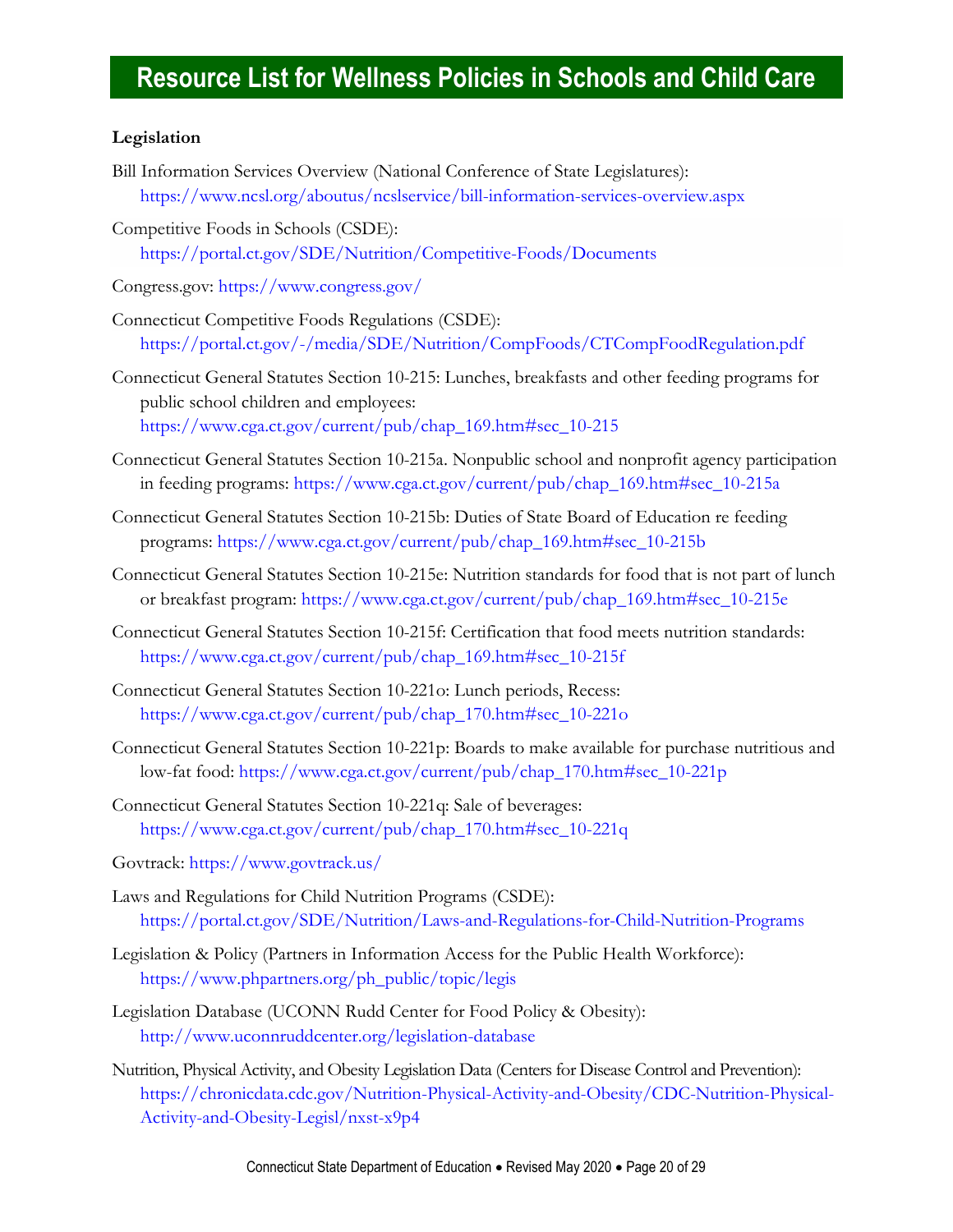# Resource List for Wellness Policies in Schools and Child Care

**Legislation**

Bill Information Services Overview (National Conference of State Legislatures): https://www.ncsl.org/aboutus/ncslservice/bill-information-services-overview.aspx

Competitive Foods in Schools (CSDE): https://portal.ct.gov/SDE/Nutrition/Competitive-Foods/Documents

Congress.gov: https://www.congress.gov/

Connecticut Competitive Foods Regulations (CSDE): https://portal.ct.gov/-/media/SDE/Nutrition/CompFoods/CTCompFoodRegulation.pdf

Connecticut General Statutes Section 10-215: Lunches, breakfasts and other feeding programs for public school children and employees: https://www.cga.ct.gov/current/pub/chap_169.htm#sec_10-215

Connecticut General Statutes Section 10-215a. Nonpublic school and nonprofit agency participation in feeding programs: https://www.cga.ct.gov/current/pub/chap_169.htm#sec_10-215a

Connecticut General Statutes Section 10-215b: Duties of State Board of Education re feeding programs: https://www.cga.ct.gov/current/pub/chap_169.htm#sec_10-215b

Connecticut General Statutes Section 10-215e: Nutrition standards for food that is not part of lunch or breakfast program: https://www.cga.ct.gov/current/pub/chap_169.htm#sec_10-215e

Connecticut General Statutes Section 10-215f: Certification that food meets nutrition standards: https://www.cga.ct.gov/current/pub/chap_169.htm#sec_10-215f

Connecticut General Statutes Section 10-221o: Lunch periods, Recess: https://www.cga.ct.gov/current/pub/chap_170.htm#sec_10-221o

Connecticut General Statutes Section 10-221p: Boards to make available for purchase nutritious and low-fat food: https://www.cga.ct.gov/current/pub/chap_170.htm#sec_10-221p

Connecticut General Statutes Section 10-221q: Sale of beverages: https://www.cga.ct.gov/current/pub/chap_170.htm#sec_10-221q

Govtrack: https://www.govtrack.us/

Laws and Regulations for Child Nutrition Programs (CSDE): https://portal.ct.gov/SDE/Nutrition/Laws-and-Regulations-for-Child-Nutrition-Programs

Legislation & Policy (Partners in Information Access for the Public Health Workforce): https://www.phpartners.org/ph_public/topic/legis

Legislation Database (UCONN Rudd Center for Food Policy & Obesity): http://www.uconnruddcenter.org/legislation-database

Nutrition, Physical Activity, and Obesity Legislation Data (Centers for Disease Control and Prevention): https://chronicdata.cdc.gov/Nutrition-Physical-Activity-and-Obesity/CDC-Nutrition-Physical-Activity-and-Obesity-Legisl/nxst-x9p4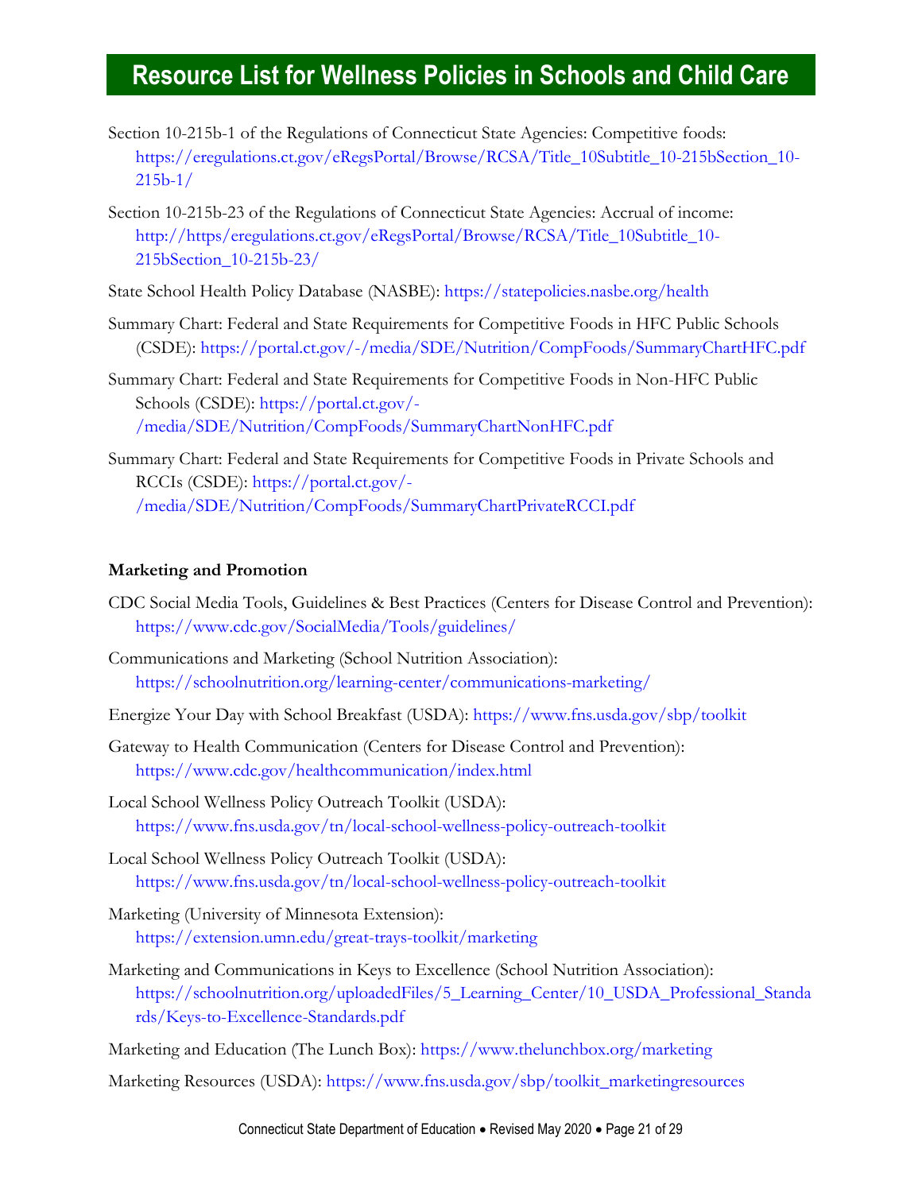# Resource List for Wellness Policies in Schools and Child Care

Section 10-215b-1 of the Regulations of Connecticut State Agencies: Competitive foods: https://eregulations.ct.gov/eRegsPortal/Browse/RCSA/Title_10Subtitle_10-215bSection_10-215b-1/

Section 10-215b-23 of the Regulations of Connecticut State Agencies: Accrual of income: http://https/eregulations.ct.gov/eRegsPortal/Browse/RCSA/Title_10Subtitle_10-215bSection_10-215b-23/

State School Health Policy Database (NASBE): https://statepolicies.nasbe.org/health

Summary Chart: Federal and State Requirements for Competitive Foods in HFC Public Schools (CSDE): https://portal.ct.gov/-/media/SDE/Nutrition/CompFoods/SummaryChartHFC.pdf

Summary Chart: Federal and State Requirements for Competitive Foods in Non-HFC Public Schools (CSDE): https://portal.ct.gov/-/media/SDE/Nutrition/CompFoods/SummaryChartNonHFC.pdf

Summary Chart: Federal and State Requirements for Competitive Foods in Private Schools and RCCIs (CSDE): https://portal.ct.gov/-/media/SDE/Nutrition/CompFoods/SummaryChartPrivateRCCI.pdf

**Marketing and Promotion**

CDC Social Media Tools, Guidelines & Best Practices (Centers for Disease Control and Prevention): https://www.cdc.gov/SocialMedia/Tools/guidelines/

Communications and Marketing (School Nutrition Association): https://schoolnutrition.org/learning-center/communications-marketing/

Energize Your Day with School Breakfast (USDA): https://www.fns.usda.gov/sbp/toolkit

Gateway to Health Communication (Centers for Disease Control and Prevention): https://www.cdc.gov/healthcommunication/index.html

Local School Wellness Policy Outreach Toolkit (USDA): https://www.fns.usda.gov/tn/local-school-wellness-policy-outreach-toolkit

Local School Wellness Policy Outreach Toolkit (USDA): https://www.fns.usda.gov/tn/local-school-wellness-policy-outreach-toolkit

Marketing (University of Minnesota Extension): https://extension.umn.edu/great-trays-toolkit/marketing

Marketing and Communications in Keys to Excellence (School Nutrition Association): https://schoolnutrition.org/uploadedFiles/5_Learning_Center/10_USDA_Professional_Standards/Keys-to-Excellence-Standards.pdf

Marketing and Education (The Lunch Box): https://www.thelunchbox.org/marketing

Marketing Resources (USDA): https://www.fns.usda.gov/sbp/toolkit_marketingresources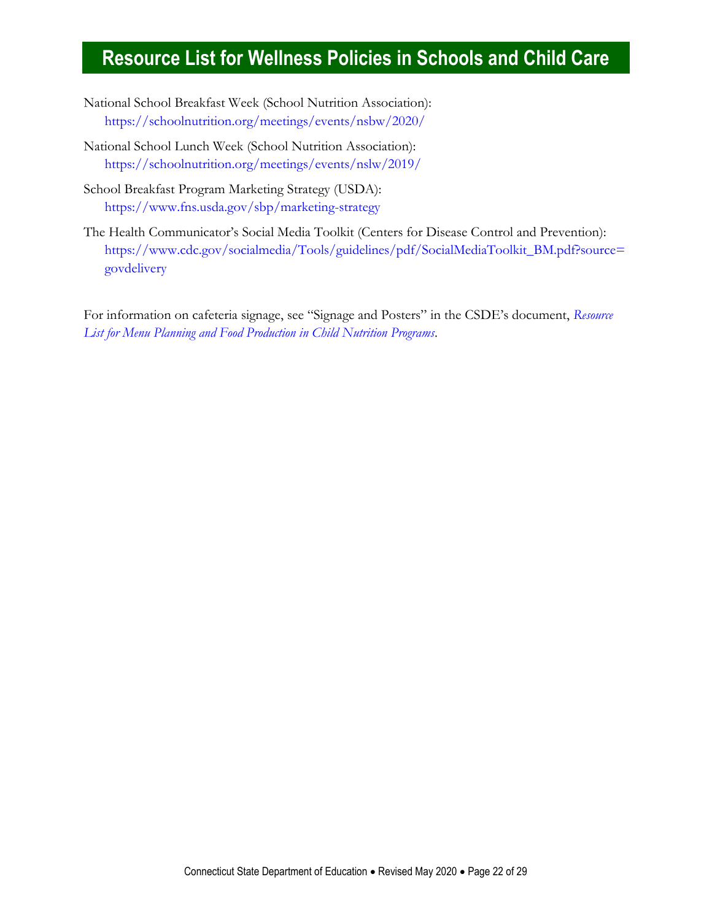# Resource List for Wellness Policies in Schools and Child Care

National School Breakfast Week (School Nutrition Association):
https://schoolnutrition.org/meetings/events/nsbw/2020/

National School Lunch Week (School Nutrition Association):
https://schoolnutrition.org/meetings/events/nslw/2019/

School Breakfast Program Marketing Strategy (USDA):
https://www.fns.usda.gov/sbp/marketing-strategy

The Health Communicator's Social Media Toolkit (Centers for Disease Control and Prevention):
https://www.cdc.gov/socialmedia/Tools/guidelines/pdf/SocialMediaToolkit_BM.pdf?source=govdelivery

For information on cafeteria signage, see "Signage and Posters" in the CSDE's document, *Resource List for Menu Planning and Food Production in Child Nutrition Programs*.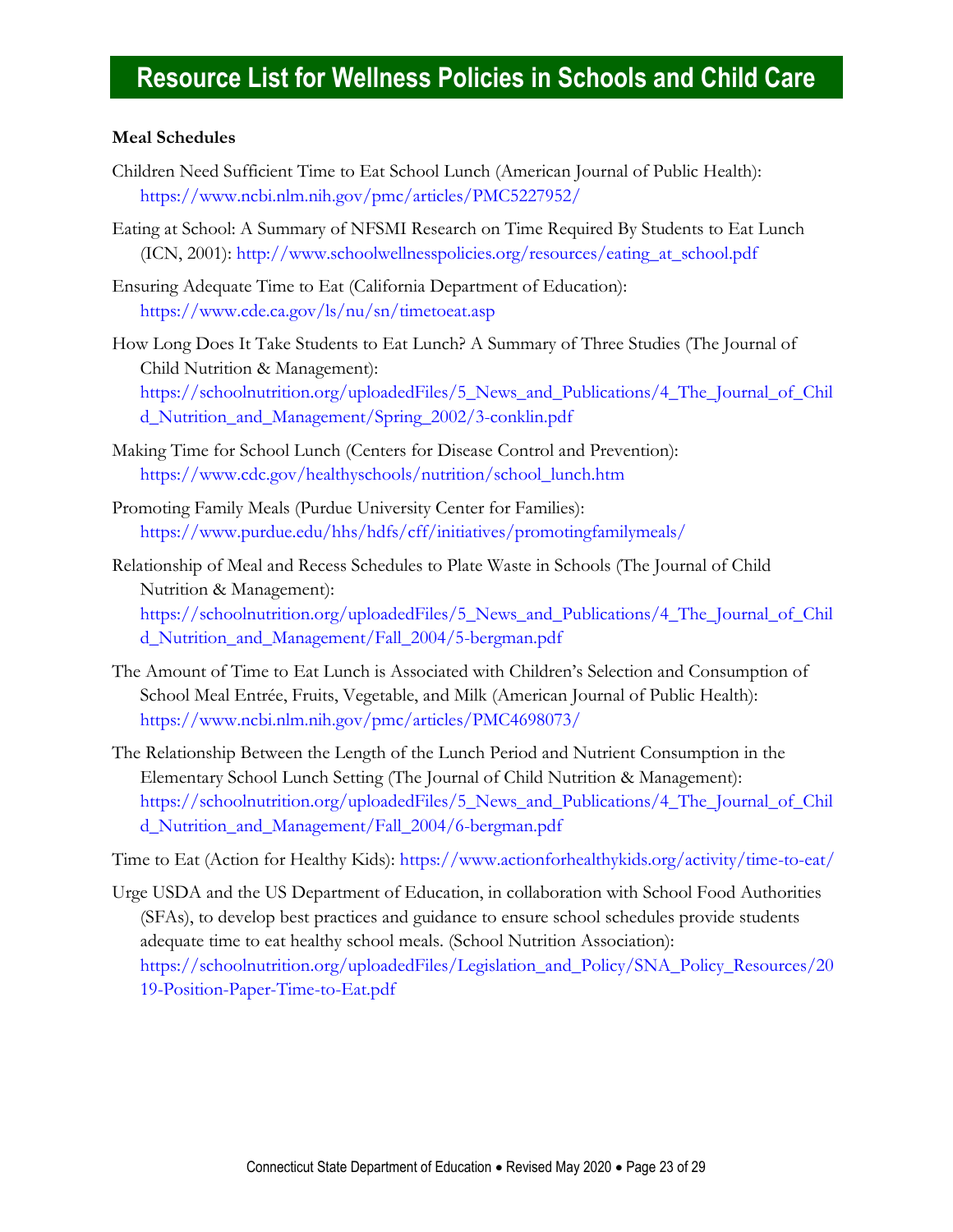# Resource List for Wellness Policies in Schools and Child Care

**Meal Schedules**

Children Need Sufficient Time to Eat School Lunch (American Journal of Public Health): https://www.ncbi.nlm.nih.gov/pmc/articles/PMC5227952/

Eating at School: A Summary of NFSMI Research on Time Required By Students to Eat Lunch (ICN, 2001): http://www.schoolwellnesspolicies.org/resources/eating_at_school.pdf

Ensuring Adequate Time to Eat (California Department of Education): https://www.cde.ca.gov/ls/nu/sn/timetoeat.asp

How Long Does It Take Students to Eat Lunch? A Summary of Three Studies (The Journal of Child Nutrition & Management): https://schoolnutrition.org/uploadedFiles/5_News_and_Publications/4_The_Journal_of_Child_Nutrition_and_Management/Spring_2002/3-conklin.pdf

Making Time for School Lunch (Centers for Disease Control and Prevention): https://www.cdc.gov/healthyschools/nutrition/school_lunch.htm

Promoting Family Meals (Purdue University Center for Families): https://www.purdue.edu/hhs/hdfs/cff/initiatives/promotingfamilymeals/

Relationship of Meal and Recess Schedules to Plate Waste in Schools (The Journal of Child Nutrition & Management): https://schoolnutrition.org/uploadedFiles/5_News_and_Publications/4_The_Journal_of_Child_Nutrition_and_Management/Fall_2004/5-bergman.pdf

The Amount of Time to Eat Lunch is Associated with Children's Selection and Consumption of School Meal Entrée, Fruits, Vegetable, and Milk (American Journal of Public Health): https://www.ncbi.nlm.nih.gov/pmc/articles/PMC4698073/

The Relationship Between the Length of the Lunch Period and Nutrient Consumption in the Elementary School Lunch Setting (The Journal of Child Nutrition & Management): https://schoolnutrition.org/uploadedFiles/5_News_and_Publications/4_The_Journal_of_Child_Nutrition_and_Management/Fall_2004/6-bergman.pdf

Time to Eat (Action for Healthy Kids): https://www.actionforhealthykids.org/activity/time-to-eat/

Urge USDA and the US Department of Education, in collaboration with School Food Authorities (SFAs), to develop best practices and guidance to ensure school schedules provide students adequate time to eat healthy school meals. (School Nutrition Association): https://schoolnutrition.org/uploadedFiles/Legislation_and_Policy/SNA_Policy_Resources/2019-Position-Paper-Time-to-Eat.pdf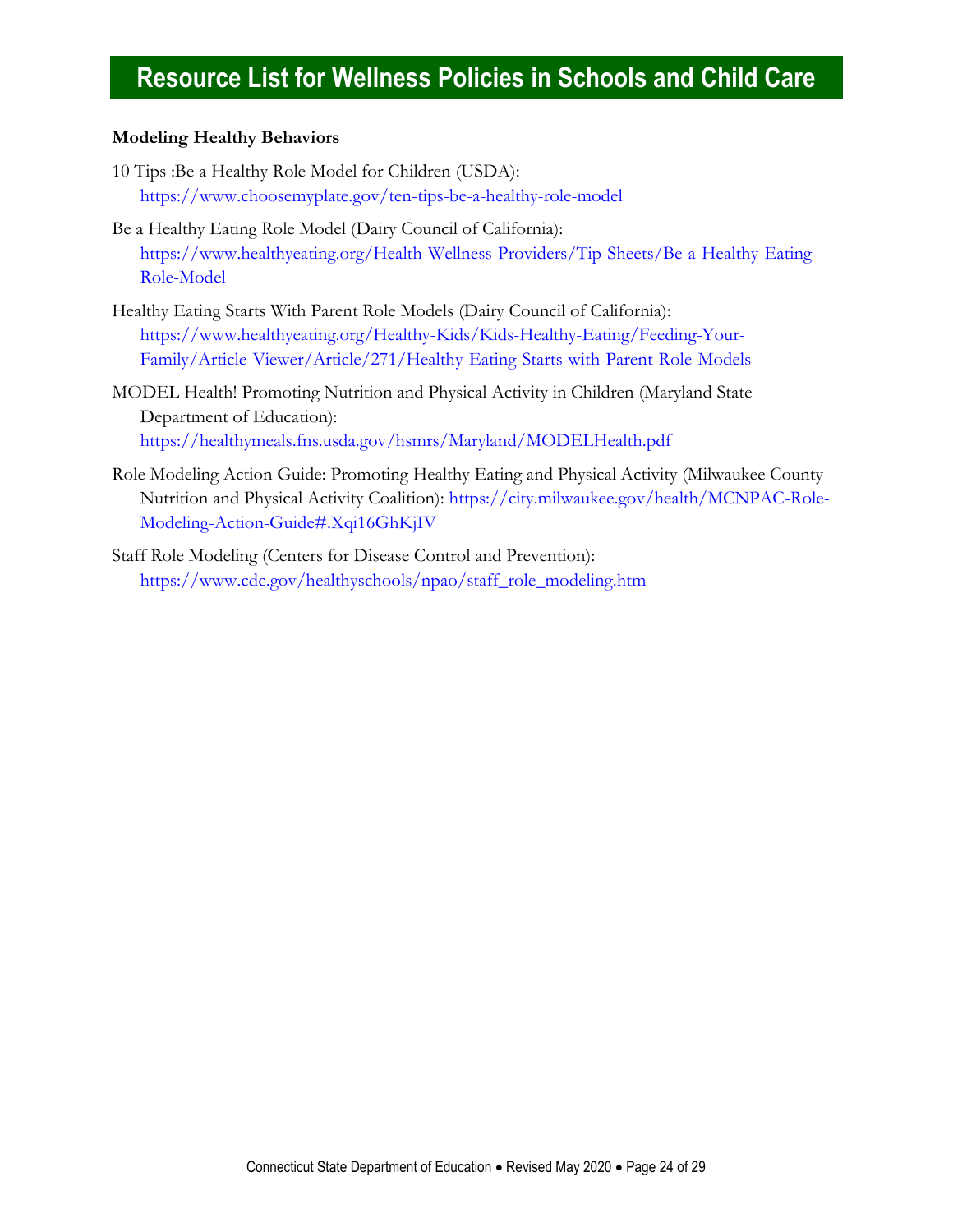# Resource List for Wellness Policies in Schools and Child Care

**Modeling Healthy Behaviors**

10 Tips :Be a Healthy Role Model for Children (USDA): https://www.choosemyplate.gov/ten-tips-be-a-healthy-role-model

Be a Healthy Eating Role Model (Dairy Council of California): https://www.healthyeating.org/Health-Wellness-Providers/Tip-Sheets/Be-a-Healthy-Eating-Role-Model

Healthy Eating Starts With Parent Role Models (Dairy Council of California): https://www.healthyeating.org/Healthy-Kids/Kids-Healthy-Eating/Feeding-Your-Family/Article-Viewer/Article/271/Healthy-Eating-Starts-with-Parent-Role-Models

MODEL Health! Promoting Nutrition and Physical Activity in Children (Maryland State Department of Education): https://healthymeals.fns.usda.gov/hsmrs/Maryland/MODELHealth.pdf

Role Modeling Action Guide: Promoting Healthy Eating and Physical Activity (Milwaukee County Nutrition and Physical Activity Coalition): https://city.milwaukee.gov/health/MCNPAC-Role-Modeling-Action-Guide#.Xqi16GhKjIV

Staff Role Modeling (Centers for Disease Control and Prevention): https://www.cdc.gov/healthyschools/npao/staff_role_modeling.htm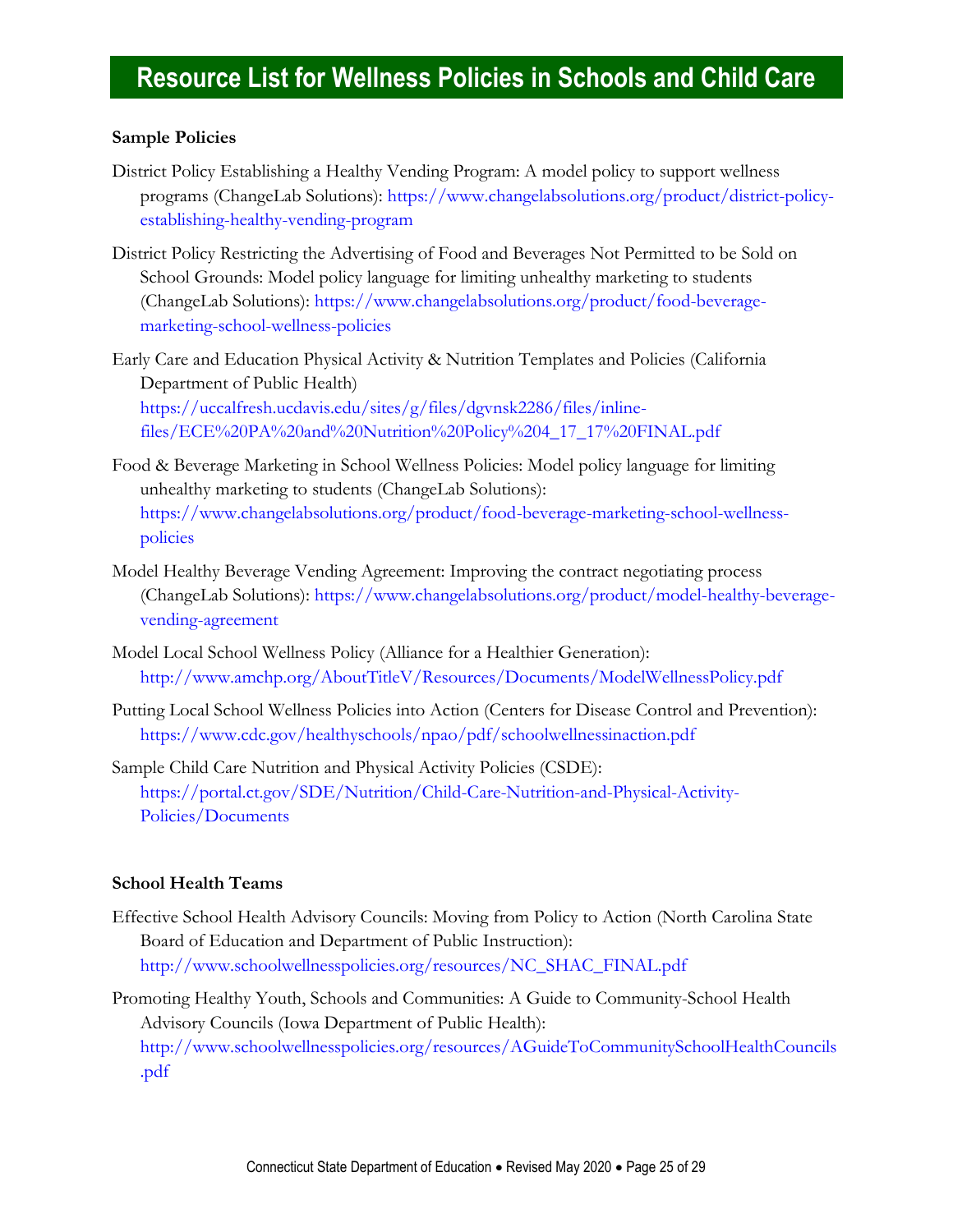# Resource List for Wellness Policies in Schools and Child Care

### Sample Policies

District Policy Establishing a Healthy Vending Program: A model policy to support wellness programs (ChangeLab Solutions): https://www.changelabsolutions.org/product/district-policy-establishing-healthy-vending-program

District Policy Restricting the Advertising of Food and Beverages Not Permitted to be Sold on School Grounds: Model policy language for limiting unhealthy marketing to students (ChangeLab Solutions): https://www.changelabsolutions.org/product/food-beverage-marketing-school-wellness-policies

Early Care and Education Physical Activity & Nutrition Templates and Policies (California Department of Public Health) https://uccalfresh.ucdavis.edu/sites/g/files/dgvnsk2286/files/inline-files/ECE%20PA%20and%20Nutrition%20Policy%204_17_17%20FINAL.pdf

Food & Beverage Marketing in School Wellness Policies: Model policy language for limiting unhealthy marketing to students (ChangeLab Solutions): https://www.changelabsolutions.org/product/food-beverage-marketing-school-wellness-policies

Model Healthy Beverage Vending Agreement: Improving the contract negotiating process (ChangeLab Solutions): https://www.changelabsolutions.org/product/model-healthy-beverage-vending-agreement

Model Local School Wellness Policy (Alliance for a Healthier Generation): http://www.amchp.org/AboutTitleV/Resources/Documents/ModelWellnessPolicy.pdf

Putting Local School Wellness Policies into Action (Centers for Disease Control and Prevention): https://www.cdc.gov/healthyschools/npao/pdf/schoolwellnessinaction.pdf

Sample Child Care Nutrition and Physical Activity Policies (CSDE): https://portal.ct.gov/SDE/Nutrition/Child-Care-Nutrition-and-Physical-Activity-Policies/Documents

### School Health Teams

Effective School Health Advisory Councils: Moving from Policy to Action (North Carolina State Board of Education and Department of Public Instruction): http://www.schoolwellnesspolicies.org/resources/NC_SHAC_FINAL.pdf

Promoting Healthy Youth, Schools and Communities: A Guide to Community-School Health Advisory Councils (Iowa Department of Public Health): http://www.schoolwellnesspolicies.org/resources/AGuideToCommunitySchoolHealthCouncils.pdf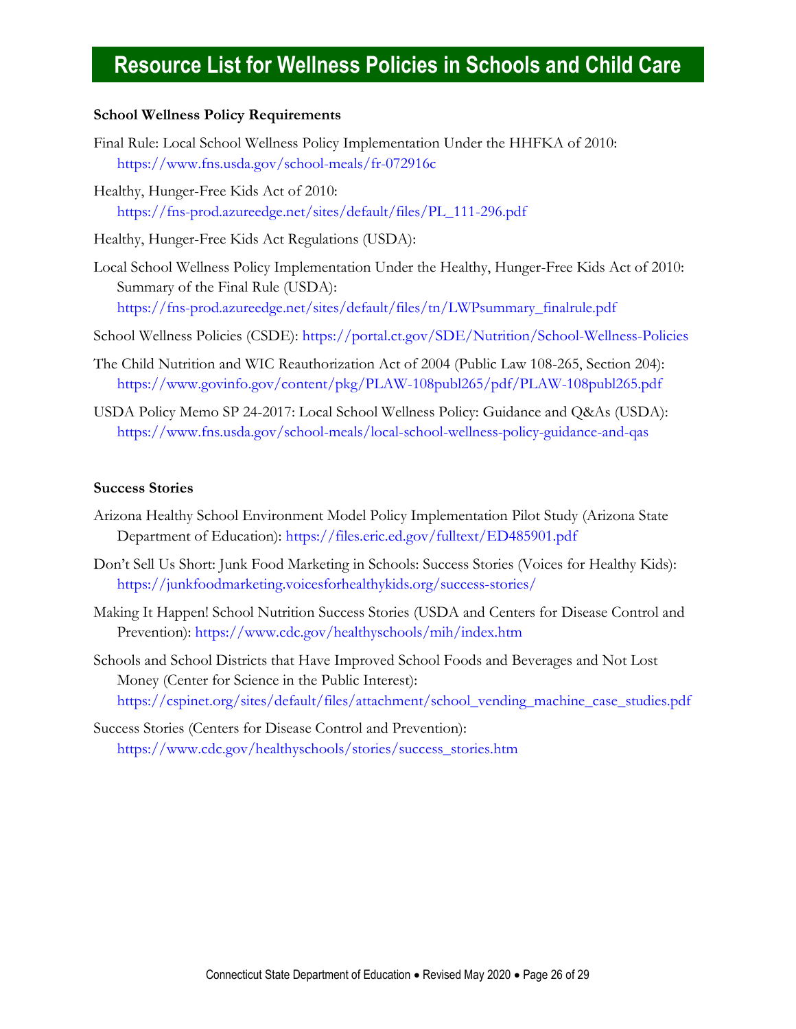# Resource List for Wellness Policies in Schools and Child Care

**School Wellness Policy Requirements**

Final Rule: Local School Wellness Policy Implementation Under the HHFKA of 2010: https://www.fns.usda.gov/school-meals/fr-072916c

Healthy, Hunger-Free Kids Act of 2010: https://fns-prod.azureedge.net/sites/default/files/PL_111-296.pdf

Healthy, Hunger-Free Kids Act Regulations (USDA):

Local School Wellness Policy Implementation Under the Healthy, Hunger-Free Kids Act of 2010: Summary of the Final Rule (USDA): https://fns-prod.azureedge.net/sites/default/files/tn/LWPsummary_finalrule.pdf

School Wellness Policies (CSDE): https://portal.ct.gov/SDE/Nutrition/School-Wellness-Policies

The Child Nutrition and WIC Reauthorization Act of 2004 (Public Law 108-265, Section 204): https://www.govinfo.gov/content/pkg/PLAW-108publ265/pdf/PLAW-108publ265.pdf

USDA Policy Memo SP 24-2017: Local School Wellness Policy: Guidance and Q&As (USDA): https://www.fns.usda.gov/school-meals/local-school-wellness-policy-guidance-and-qas

**Success Stories**

Arizona Healthy School Environment Model Policy Implementation Pilot Study (Arizona State Department of Education): https://files.eric.ed.gov/fulltext/ED485901.pdf

Don't Sell Us Short: Junk Food Marketing in Schools: Success Stories (Voices for Healthy Kids): https://junkfoodmarketing.voicesforhealthykids.org/success-stories/

Making It Happen! School Nutrition Success Stories (USDA and Centers for Disease Control and Prevention): https://www.cdc.gov/healthyschools/mih/index.htm

Schools and School Districts that Have Improved School Foods and Beverages and Not Lost Money (Center for Science in the Public Interest): https://cspinet.org/sites/default/files/attachment/school_vending_machine_case_studies.pdf

Success Stories (Centers for Disease Control and Prevention): https://www.cdc.gov/healthyschools/stories/success_stories.htm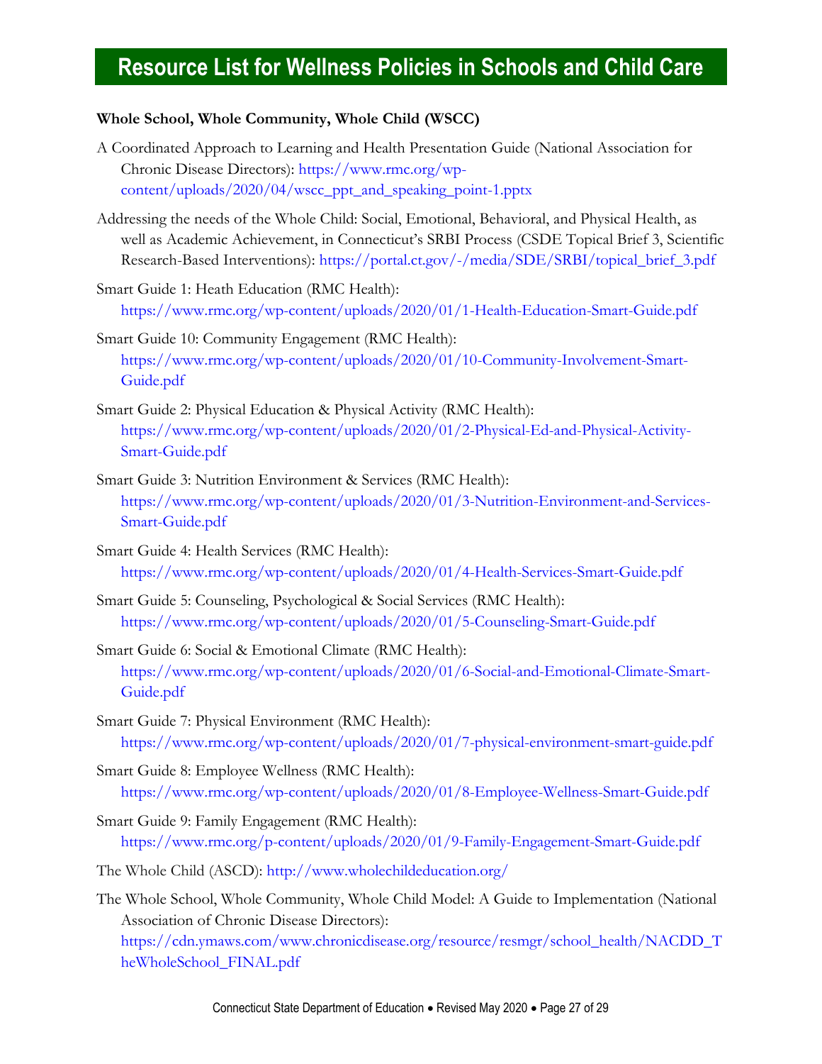# Resource List for Wellness Policies in Schools and Child Care

**Whole School, Whole Community, Whole Child (WSCC)**

A Coordinated Approach to Learning and Health Presentation Guide (National Association for Chronic Disease Directors): https://www.rmc.org/wp-content/uploads/2020/04/wscc_ppt_and_speaking_point-1.pptx

Addressing the needs of the Whole Child: Social, Emotional, Behavioral, and Physical Health, as well as Academic Achievement, in Connecticut's SRBI Process (CSDE Topical Brief 3, Scientific Research-Based Interventions): https://portal.ct.gov/-/media/SDE/SRBI/topical_brief_3.pdf

Smart Guide 1: Heath Education (RMC Health): https://www.rmc.org/wp-content/uploads/2020/01/1-Health-Education-Smart-Guide.pdf

Smart Guide 10: Community Engagement (RMC Health): https://www.rmc.org/wp-content/uploads/2020/01/10-Community-Involvement-Smart-Guide.pdf

Smart Guide 2: Physical Education & Physical Activity (RMC Health): https://www.rmc.org/wp-content/uploads/2020/01/2-Physical-Ed-and-Physical-Activity-Smart-Guide.pdf

Smart Guide 3: Nutrition Environment & Services (RMC Health): https://www.rmc.org/wp-content/uploads/2020/01/3-Nutrition-Environment-and-Services-Smart-Guide.pdf

Smart Guide 4: Health Services (RMC Health): https://www.rmc.org/wp-content/uploads/2020/01/4-Health-Services-Smart-Guide.pdf

Smart Guide 5: Counseling, Psychological & Social Services (RMC Health): https://www.rmc.org/wp-content/uploads/2020/01/5-Counseling-Smart-Guide.pdf

Smart Guide 6: Social & Emotional Climate (RMC Health): https://www.rmc.org/wp-content/uploads/2020/01/6-Social-and-Emotional-Climate-Smart-Guide.pdf

Smart Guide 7: Physical Environment (RMC Health): https://www.rmc.org/wp-content/uploads/2020/01/7-physical-environment-smart-guide.pdf

Smart Guide 8: Employee Wellness (RMC Health): https://www.rmc.org/wp-content/uploads/2020/01/8-Employee-Wellness-Smart-Guide.pdf

Smart Guide 9: Family Engagement (RMC Health): https://www.rmc.org/p-content/uploads/2020/01/9-Family-Engagement-Smart-Guide.pdf

The Whole Child (ASCD): http://www.wholechildeducation.org/

The Whole School, Whole Community, Whole Child Model: A Guide to Implementation (National Association of Chronic Disease Directors): https://cdn.ymaws.com/www.chronicdisease.org/resource/resmgr/school_health/NACDD_TheWholeSchool_FINAL.pdf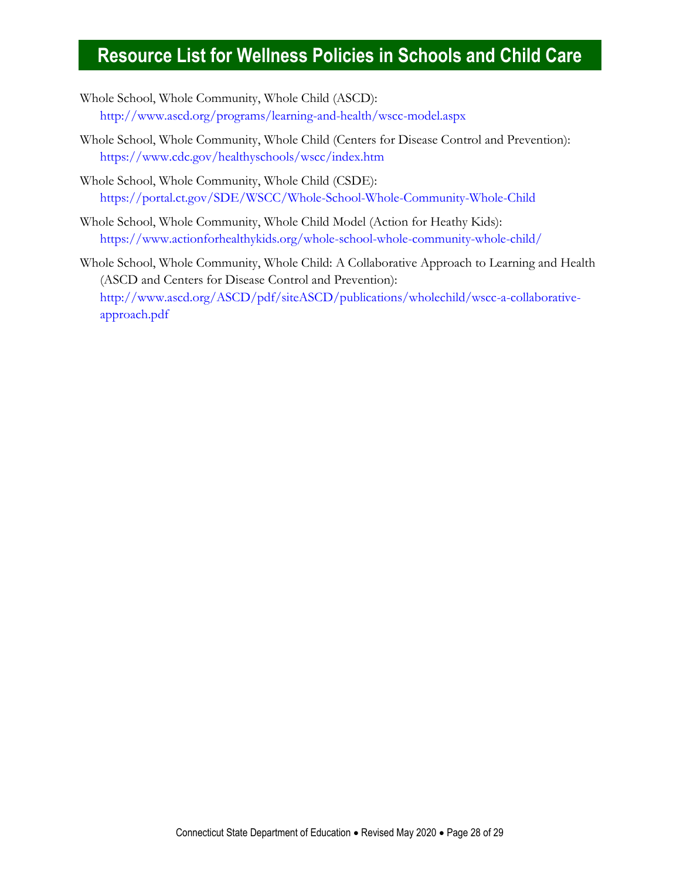# Resource List for Wellness Policies in Schools and Child Care

Whole School, Whole Community, Whole Child (ASCD):
http://www.ascd.org/programs/learning-and-health/wscc-model.aspx

Whole School, Whole Community, Whole Child (Centers for Disease Control and Prevention):
https://www.cdc.gov/healthyschools/wscc/index.htm

Whole School, Whole Community, Whole Child (CSDE):
https://portal.ct.gov/SDE/WSCC/Whole-School-Whole-Community-Whole-Child

Whole School, Whole Community, Whole Child Model (Action for Heathy Kids):
https://www.actionforhealthykids.org/whole-school-whole-community-whole-child/

Whole School, Whole Community, Whole Child: A Collaborative Approach to Learning and Health (ASCD and Centers for Disease Control and Prevention):
http://www.ascd.org/ASCD/pdf/siteASCD/publications/wholechild/wscc-a-collaborative-approach.pdf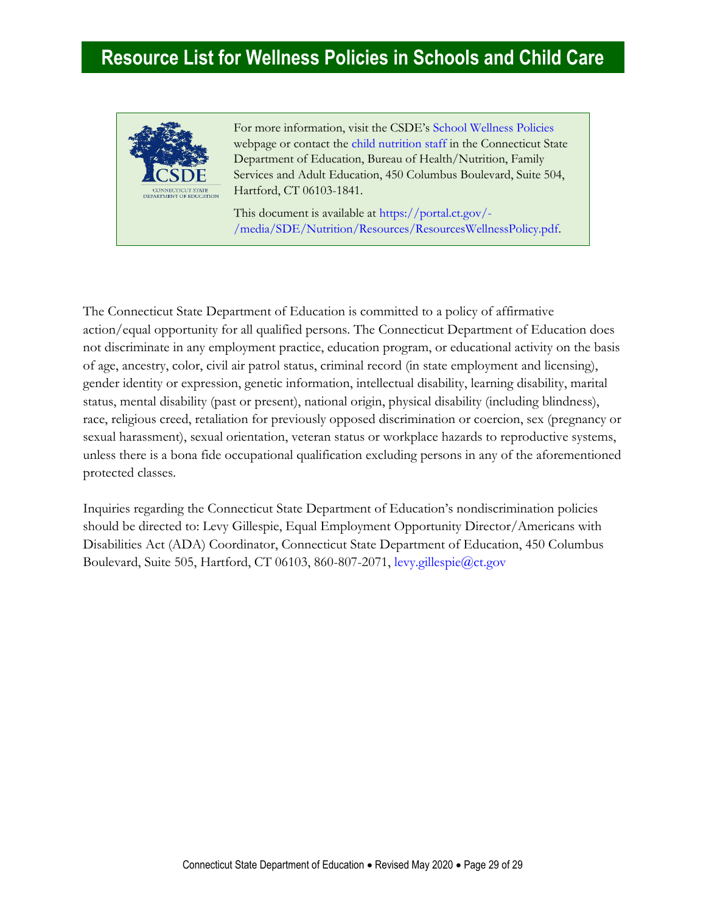# Resource List for Wellness Policies in Schools and Child Care

For more information, visit the CSDE's School Wellness Policies webpage or contact the child nutrition staff in the Connecticut State Department of Education, Bureau of Health/Nutrition, Family Services and Adult Education, 450 Columbus Boulevard, Suite 504, Hartford, CT 06103-1841.

This document is available at https://portal.ct.gov/-/media/SDE/Nutrition/Resources/ResourcesWellnessPolicy.pdf.

The Connecticut State Department of Education is committed to a policy of affirmative action/equal opportunity for all qualified persons. The Connecticut Department of Education does not discriminate in any employment practice, education program, or educational activity on the basis of age, ancestry, color, civil air patrol status, criminal record (in state employment and licensing), gender identity or expression, genetic information, intellectual disability, learning disability, marital status, mental disability (past or present), national origin, physical disability (including blindness), race, religious creed, retaliation for previously opposed discrimination or coercion, sex (pregnancy or sexual harassment), sexual orientation, veteran status or workplace hazards to reproductive systems, unless there is a bona fide occupational qualification excluding persons in any of the aforementioned protected classes.

Inquiries regarding the Connecticut State Department of Education's nondiscrimination policies should be directed to: Levy Gillespie, Equal Employment Opportunity Director/Americans with Disabilities Act (ADA) Coordinator, Connecticut State Department of Education, 450 Columbus Boulevard, Suite 505, Hartford, CT 06103, 860-807-2071, levy.gillespie@ct.gov